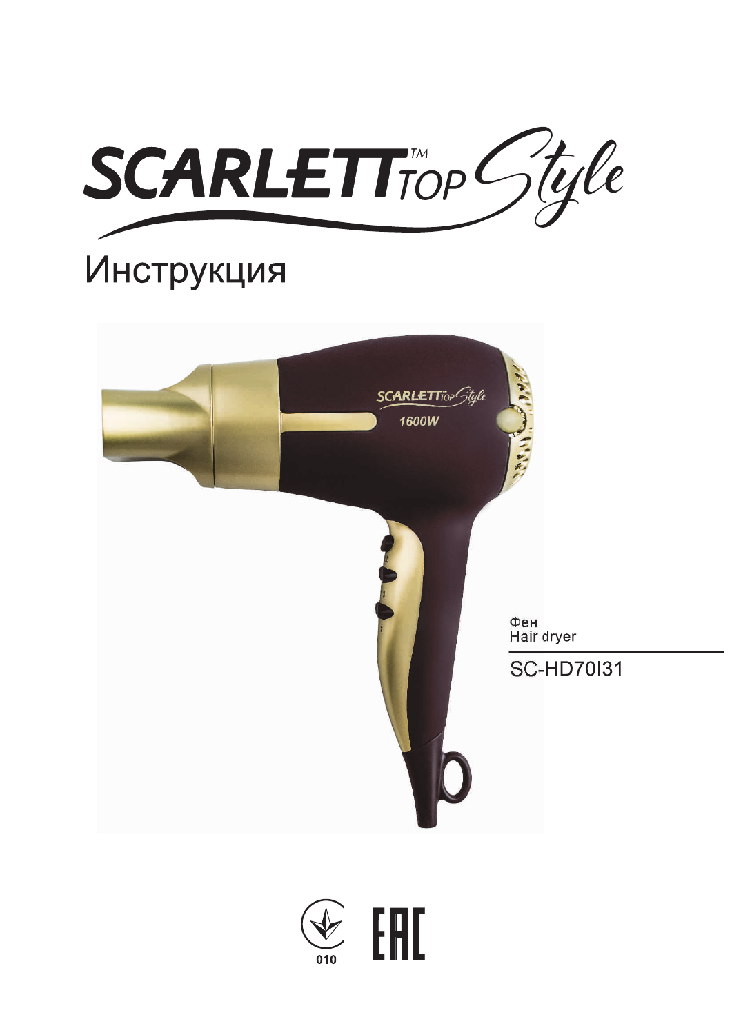# SCARLETT TOP Style

## Инструкция

Фен
Hair dryer

SC-HD70I31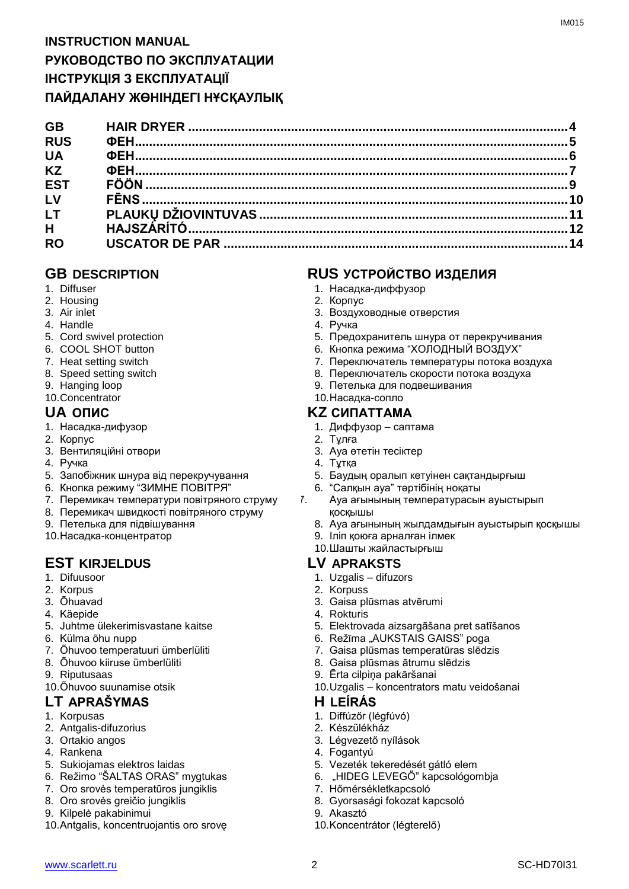**INSTRUCTION MANUAL**
**РУКОВОДСТВО ПО ЭКСПЛУАТАЦИИ**
**ІНСТРУКЦІЯ З ЕКСПЛУАТАЦІЇ**
**ПАЙДАЛАНУ ЖӨНІНДЕГІ НҰСҚАУЛЫҚ**

| | | |
|---|---|---|
| **GB** | **HAIR DRYER** | **4** |
| **RUS** | **ФЕН** | **5** |
| **UA** | **ФЕН** | **6** |
| **KZ** | **ФЕН** | **7** |
| **EST** | **FÖÖN** | **9** |
| **LV** | **FĒNS** | **10** |
| **LT** | **PLAUKŲ DŽIOVINTUVAS** | **11** |
| **H** | **HAJSZÁRÍTÓ** | **12** |
| **RO** | **USCATOR DE PAR** | **14** |

## GB DESCRIPTION

1. Diffuser
2. Housing
3. Air inlet
4. Handle
5. Cord swivel protection
6. COOL SHOT button
7. Heat setting switch
8. Speed setting switch
9. Hanging loop
10. Concentrator

## UA ОПИС

1. Насадка-дифузор
2. Корпус
3. Вентиляційні отвори
4. Ручка
5. Запобіжник шнура від перекручування
6. Кнопка режиму "ЗИМНЕ ПОВІТРЯ"
7. Перемикач температури повітряного струму
8. Перемикач швидкості повітряного струму
9. Петелька для підвішування
10. Насадка-концентратор

## EST KIRJELDUS

1. Difuusoor
2. Korpus
3. Õhuavad
4. Käepide
5. Juhtme ülekerimisvastane kaitse
6. Külma õhu nupp
7. Õhuvoo temperatuuri ümberlüliti
8. Õhuvoo kiiruse ümberlüliti
9. Riputusaas
10. Õhuvoo suunamise otsik

## LT APRAŠYMAS

1. Korpusas
2. Antgalis-difuzorius
3. Ortakio angos
4. Rankena
5. Sukiojamas elektros laidas
6. Režimo "ŠALTAS ORAS" mygtukas
7. Oro srovės temperatūros jungiklis
8. Oro srovės greičio jungiklis
9. Kilpelė pakabinimui
10. Antgalis, koncentruojantis oro srovę

## RUS УСТРОЙСТВО ИЗДЕЛИЯ

1. Насадка-диффузор
2. Корпус
3. Воздуховодные отверстия
4. Ручка
5. Предохранитель шнура от перекручивания
6. Кнопка режима "ХОЛОДНЫЙ ВОЗДУХ"
7. Переключатель температуры потока воздуха
8. Переключатель скорости потока воздуха
9. Петелька для подвешивания
10. Насадка-сопло

## KZ СИПАТТАМА

1. Диффузор – саптама
2. Тұлға
3. Ауа өтетін тесіктер
4. Тұтқа
5. Баудың оралып кетуінен сақтандырғыш
6. "Салқын ауа" тәртібінің ноқаты
7. Ауа ағынының температурасын ауыстырып қосқышы
8. Ауа ағынының жылдамдығын ауыстырып қосқышы
9. Іліп қоюға арналған ілмек
10. Шашты жайластырғыш

## LV APRAKSTS

1. Uzgalis – difuzors
2. Korpuss
3. Gaisa plūsmas atvērumi
4. Rokturis
5. Elektrovada aizsargāšana pret satīšanos
6. Režīma „AUKSTAIS GAISS" poga
7. Gaisa plūsmas temperatūras slēdzis
8. Gaisa plūsmas ātrumu slēdzis
9. Ērta cilpiņa pakāršanai
10. Uzgalis – koncentrators matu veidošanai

## H LEÍRÁS

1. Diffúzőr (légfúvó)
2. Készülékház
3. Légvezető nyílások
4. Fogantyú
5. Vezeték tekeredését gátló elem
6. „HIDEG LEVEGŐ" kapcsológombja
7. Hőmérsékletkapcsoló
8. Gyorsasági fokozat kapcsoló
9. Akasztó
10. Koncentrátor (légterelő)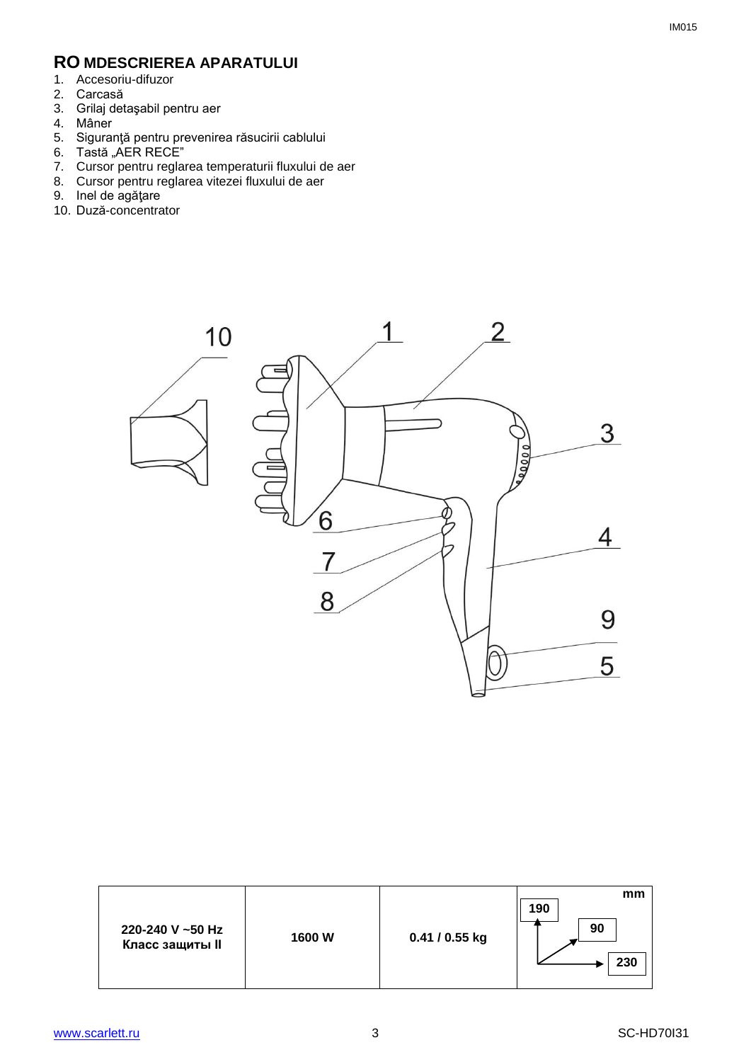## RO MDESCRIEREA APARATULUI

1. Accesoriu-difuzor
2. Carcasă
3. Grilaj detaşabil pentru aer
4. Mâner
5. Siguranţă pentru prevenirea răsucirii cablului
6. Tastă „AER RECE"
7. Cursor pentru reglarea temperaturii fluxului de aer
8. Cursor pentru reglarea vitezei fluxului de aer
9. Inel de agăţare
10. Duză-concentrator

| 220-240 V ~50 Hz<br>Класс защиты II | 1600 W | 0.41 / 0.55 kg | mm<br>190 / 90 / 230 |
|---|---|---|---|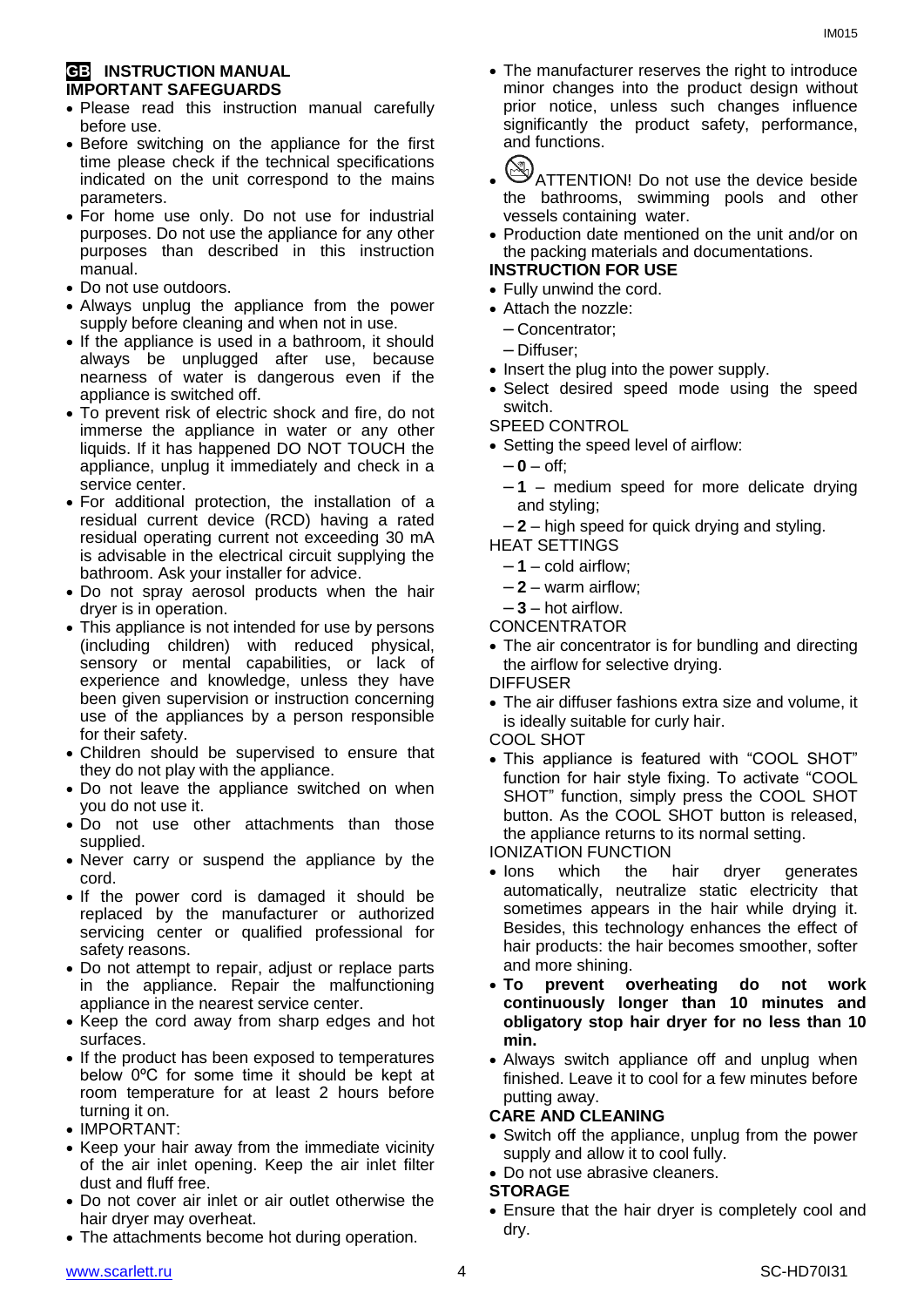## GB INSTRUCTION MANUAL

### IMPORTANT SAFEGUARDS

- Please read this instruction manual carefully before use.
- Before switching on the appliance for the first time please check if the technical specifications indicated on the unit correspond to the mains parameters.
- For home use only. Do not use for industrial purposes. Do not use the appliance for any other purposes than described in this instruction manual.
- Do not use outdoors.
- Always unplug the appliance from the power supply before cleaning and when not in use.
- If the appliance is used in a bathroom, it should always be unplugged after use, because nearness of water is dangerous even if the appliance is switched off.
- To prevent risk of electric shock and fire, do not immerse the appliance in water or any other liquids. If it has happened DO NOT TOUCH the appliance, unplug it immediately and check in a service center.
- For additional protection, the installation of a residual current device (RCD) having a rated residual operating current not exceeding 30 mA is advisable in the electrical circuit supplying the bathroom. Ask your installer for advice.
- Do not spray aerosol products when the hair dryer is in operation.
- This appliance is not intended for use by persons (including children) with reduced physical, sensory or mental capabilities, or lack of experience and knowledge, unless they have been given supervision or instruction concerning use of the appliances by a person responsible for their safety.
- Children should be supervised to ensure that they do not play with the appliance.
- Do not leave the appliance switched on when you do not use it.
- Do not use other attachments than those supplied.
- Never carry or suspend the appliance by the cord.
- If the power cord is damaged it should be replaced by the manufacturer or authorized servicing center or qualified professional for safety reasons.
- Do not attempt to repair, adjust or replace parts in the appliance. Repair the malfunctioning appliance in the nearest service center.
- Keep the cord away from sharp edges and hot surfaces.
- If the product has been exposed to temperatures below 0ºC for some time it should be kept at room temperature for at least 2 hours before turning it on.
- IMPORTANT:
- Keep your hair away from the immediate vicinity of the air inlet opening. Keep the air inlet filter dust and fluff free.
- Do not cover air inlet or air outlet otherwise the hair dryer may overheat.
- The attachments become hot during operation.
- The manufacturer reserves the right to introduce minor changes into the product design without prior notice, unless such changes influence significantly the product safety, performance, and functions.
- ATTENTION! Do not use the device beside the bathrooms, swimming pools and other vessels containing water.
- Production date mentioned on the unit and/or on the packing materials and documentations.

### INSTRUCTION FOR USE

- Fully unwind the cord.
- Attach the nozzle:
  - Concentrator;
  - Diffuser;
- Insert the plug into the power supply.
- Select desired speed mode using the speed switch.

SPEED CONTROL

- Setting the speed level of airflow:
  - **0** – off;
  - **1** – medium speed for more delicate drying and styling;
  - **2** – high speed for quick drying and styling.

HEAT SETTINGS

- **1** – cold airflow;
- **2** – warm airflow;
- **3** – hot airflow.

CONCENTRATOR

- The air concentrator is for bundling and directing the airflow for selective drying.

DIFFUSER

- The air diffuser fashions extra size and volume, it is ideally suitable for curly hair.

COOL SHOT

- This appliance is featured with "COOL SHOT" function for hair style fixing. To activate "COOL SHOT" function, simply press the COOL SHOT button. As the COOL SHOT button is released, the appliance returns to its normal setting.

IONIZATION FUNCTION

- Ions which the hair dryer generates automatically, neutralize static electricity that sometimes appears in the hair while drying it. Besides, this technology enhances the effect of hair products: the hair becomes smoother, softer and more shining.
- **To prevent overheating do not work continuously longer than 10 minutes and obligatory stop hair dryer for no less than 10 min.**
- Always switch appliance off and unplug when finished. Leave it to cool for a few minutes before putting away.

### CARE AND CLEANING

- Switch off the appliance, unplug from the power supply and allow it to cool fully.
- Do not use abrasive cleaners.

### STORAGE

- Ensure that the hair dryer is completely cool and dry.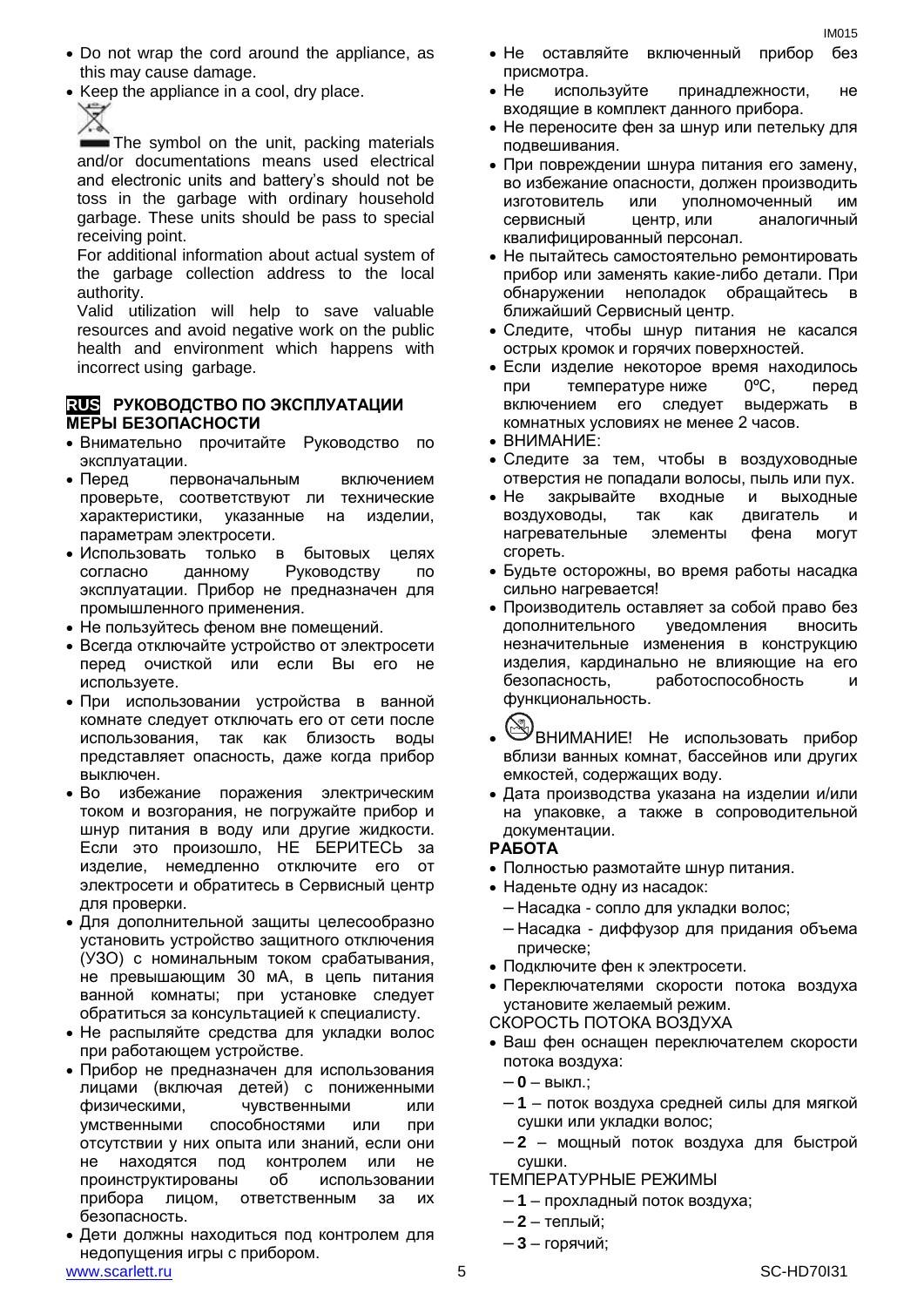- Do not wrap the cord around the appliance, as this may cause damage.
- Keep the appliance in a cool, dry place.

The symbol on the unit, packing materials and/or documentations means used electrical and electronic units and battery's should not be toss in the garbage with ordinary household garbage. These units should be pass to special receiving point.

For additional information about actual system of the garbage collection address to the local authority.

Valid utilization will help to save valuable resources and avoid negative work on the public health and environment which happens with incorrect using garbage.

## RUS РУКОВОДСТВО ПО ЭКСПЛУАТАЦИИ

### МЕРЫ БЕЗОПАСНОСТИ

- Внимательно прочитайте Руководство по эксплуатации.
- Перед первоначальным включением проверьте, соответствуют ли технические характеристики, указанные на изделии, параметрам электросети.
- Использовать только в бытовых целях согласно данному Руководству по эксплуатации. Прибор не предназначен для промышленного применения.
- Не пользуйтесь феном вне помещений.
- Всегда отключайте устройство от электросети перед очисткой или если Вы его не используете.
- При использовании устройства в ванной комнате следует отключать его от сети после использования, так как близость воды представляет опасность, даже когда прибор выключен.
- Во избежание поражения электрическим током и возгорания, не погружайте прибор и шнур питания в воду или другие жидкости. Если это произошло, НЕ БЕРИТЕСЬ за изделие, немедленно отключите его от электросети и обратитесь в Сервисный центр для проверки.
- Для дополнительной защиты целесообразно установить устройство защитного отключения (УЗО) с номинальным током срабатывания, не превышающим 30 мА, в цепь питания ванной комнаты; при установке следует обратиться за консультацией к специалисту.
- Не распыляйте средства для укладки волос при работающем устройстве.
- Прибор не предназначен для использования лицами (включая детей) с пониженными физическими, чувственными или умственными способностями или при отсутствии у них опыта или знаний, если они не находятся под контролем или не проинструктированы об использовании прибора лицом, ответственным за их безопасность.
- Дети должны находиться под контролем для недопущения игры с прибором.
- Не оставляйте включенный прибор без присмотра.
- Не используйте принадлежности, не входящие в комплект данного прибора.
- Не переносите фен за шнур или петельку для подвешивания.
- При повреждении шнура питания его замену, во избежание опасности, должен производить изготовитель или уполномоченный им сервисный центр, или аналогичный квалифицированный персонал.
- Не пытайтесь самостоятельно ремонтировать прибор или заменять какие-либо детали. При обнаружении неполадок обращайтесь в ближайший Сервисный центр.
- Следите, чтобы шнур питания не касался острых кромок и горячих поверхностей.
- Если изделие некоторое время находилось при температуре ниже 0ºC, перед включением его следует выдержать в комнатных условиях не менее 2 часов.
- ВНИМАНИЕ:
- Следите за тем, чтобы в воздуховодные отверстия не попадали волосы, пыль или пух.
- Не закрывайте входные и выходные воздуховоды, так как двигатель и нагревательные элементы фена могут сгореть.
- Будьте осторожны, во время работы насадка сильно нагревается!
- Производитель оставляет за собой право без дополнительного уведомления вносить незначительные изменения в конструкцию изделия, кардинально не влияющие на его безопасность, работоспособность и функциональность.
- ВНИМАНИЕ! Не использовать прибор вблизи ванных комнат, бассейнов или других емкостей, содержащих воду.
- Дата производства указана на изделии и/или на упаковке, а также в сопроводительной документации.

### РАБОТА

- Полностью размотайте шнур питания.
- Наденьте одну из насадок:
  - Насадка - сопло для укладки волос;
  - Насадка - диффузор для придания объема прическе;
- Подключите фен к электросети.
- Переключателями скорости потока воздуха установите желаемый режим.

СКОРОСТЬ ПОТОКА ВОЗДУХА

- Ваш фен оснащен переключателем скорости потока воздуха:
  - **0** – выкл.;
  - **1** – поток воздуха средней силы для мягкой сушки или укладки волос;
  - **2** – мощный поток воздуха для быстрой сушки.

ТЕМПЕРАТУРНЫЕ РЕЖИМЫ

- **1** – прохладный поток воздуха;
- **2** – теплый;
- **3** – горячий;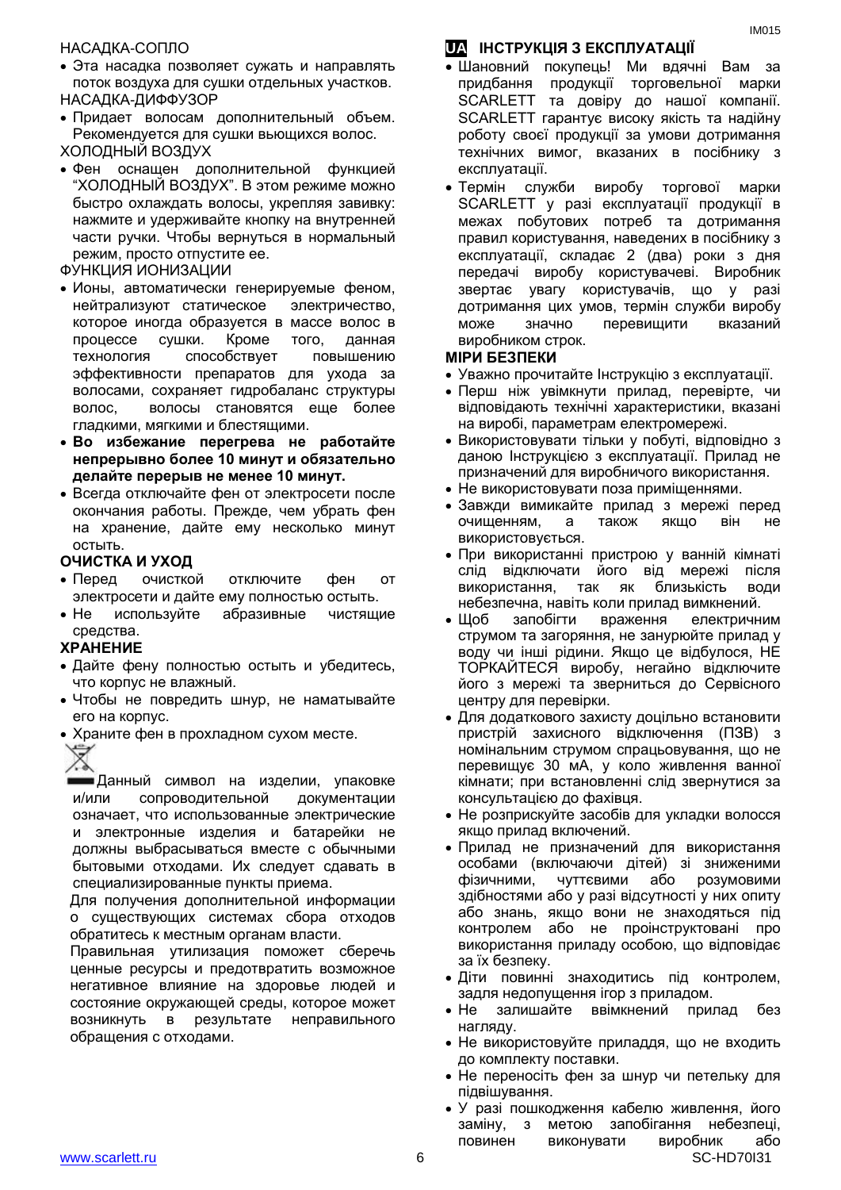НАСАДКА-СОПЛО

- Эта насадка позволяет сужать и направлять поток воздуха для сушки отдельных участков.

НАСАДКА-ДИФФУЗОР

- Придает волосам дополнительный объем. Рекомендуется для сушки вьющихся волос.

ХОЛОДНЫЙ ВОЗДУХ

- Фен оснащен дополнительной функцией "ХОЛОДНЫЙ ВОЗДУХ". В этом режиме можно быстро охлаждать волосы, укрепляя завивку: нажмите и удерживайте кнопку на внутренней части ручки. Чтобы вернуться в нормальный режим, просто отпустите ее.

ФУНКЦИЯ ИОНИЗАЦИИ

- Ионы, автоматически генерируемые феном, нейтрализуют статическое электричество, которое иногда образуется в массе волос в процессе сушки. Кроме того, данная технология способствует повышению эффективности препаратов для ухода за волосами, сохраняет гидробаланс структуры волос, волосы становятся еще более гладкими, мягкими и блестящими.
- **Во избежание перегрева не работайте непрерывно более 10 минут и обязательно делайте перерыв не менее 10 минут.**
- Всегда отключайте фен от электросети после окончания работы. Прежде, чем убрать фен на хранение, дайте ему несколько минут остыть.

**ОЧИСТКА И УХОД**

- Перед очисткой отключите фен от электросети и дайте ему полностью остыть.
- Не используйте абразивные чистящие средства.

**ХРАНЕНИЕ**

- Дайте фену полностью остыть и убедитесь, что корпус не влажный.
- Чтобы не повредить шнур, не наматывайте его на корпус.
- Храните фен в прохладном сухом месте.

Данный символ на изделии, упаковке и/или сопроводительной документации означает, что использованные электрические и электронные изделия и батарейки не должны выбрасываться вместе с обычными бытовыми отходами. Их следует сдавать в специализированные пункты приема.

Для получения дополнительной информации о существующих системах сбора отходов обратитесь к местным органам власти.

Правильная утилизация поможет сберечь ценные ресурсы и предотвратить возможное негативное влияние на здоровье людей и состояние окружающей среды, которое может возникнуть в результате неправильного обращения с отходами.

## UA ІНСТРУКЦІЯ З ЕКСПЛУАТАЦІЇ

- Шановний покупець! Ми вдячні Вам за придбання продукції торговельної марки SCARLETT та довіру до нашої компанії. SCARLETT гарантує високу якість та надійну роботу своєї продукції за умови дотримання технічних вимог, вказаних в посібнику з експлуатації.
- Термін служби виробу торгової марки SCARLETT у разі експлуатації продукції в межах побутових потреб та дотримання правил користування, наведених в посібнику з експлуатації, складає 2 (два) роки з дня передачі виробу користувачеві. Виробник звертає увагу користувачів, що у разі дотримання цих умов, термін служби виробу може значно перевищити вказаний виробником строк.

**МІРИ БЕЗПЕКИ**

- Уважно прочитайте Інструкцію з експлуатації.
- Перш ніж увімкнути прилад, перевірте, чи відповідають технічні характеристики, вказані на виробі, параметрам електромережі.
- Використовувати тільки у побуті, відповідно з даною Інструкцією з експлуатації. Прилад не призначений для виробничого використання.
- Не використовувати поза приміщеннями.
- Завжди вимикайте прилад з мережі перед очищенням, а також якщо він не використовується.
- При використанні пристрою у ванній кімнаті слід відключати його від мережі після використання, так як близькість води небезпечна, навіть коли прилад вимкнений.
- Щоб запобігти враження електричним струмом та загоряння, не занурюйте прилад у воду чи інші рідини. Якщо це відбулося, НЕ ТОРКАЙТЕСЯ виробу, негайно відключите його з мережі та зверниться до Сервісного центру для перевірки.
- Для додаткового захисту доцільно встановити пристрій захисного відключення (ПЗВ) з номінальним струмом спрацьовування, що не перевищує 30 мА, у коло живлення ванної кімнати; при встановленні слід звернутися за консультацією до фахівця.
- Не розприскуйте засобів для укладки волосся якщо прилад включений.
- Прилад не призначений для використання особами (включаючи дітей) зі зниженими фізичними, чуттєвими або розумовими здібностями або у разі відсутності у них опиту або знань, якщо вони не знаходяться під контролем або не проінструктовані про використання приладу особою, що відповідає за їх безпеку.
- Діти повинні знаходитись під контролем, задля недопущення ігор з приладом.
- Не залишайте ввімкнений прилад без нагляду.
- Не використовуйте приладдя, що не входить до комплекту поставки.
- Не переносіть фен за шнур чи петельку для підвішування.
- У разі пошкодження кабелю живлення, його заміну, з метою запобігання небезпеці, повинен виконувати виробник або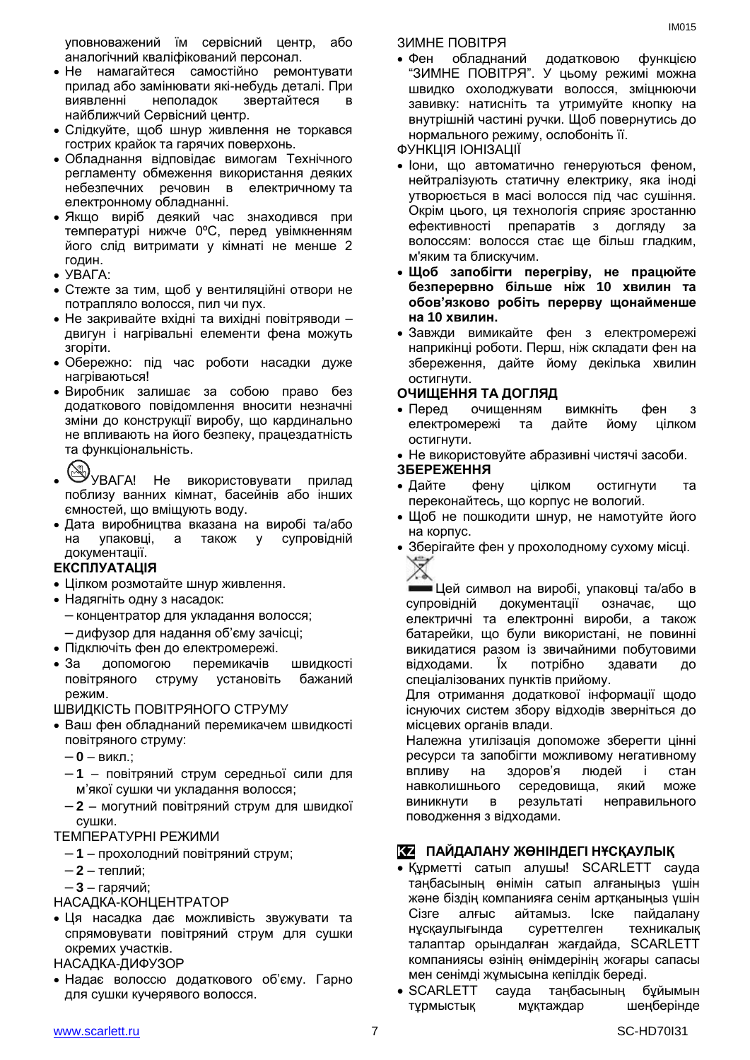уповноважений їм сервісний центр, або аналогічний кваліфікований персонал.

- Не намагайтеся самостійно ремонтувати прилад або замінювати які-небудь деталі. При виявленні неполадок звертайтеся в найближчий Сервісний центр.
- Слідкуйте, щоб шнур живлення не торкався гострих крайок та гарячих поверхонь.
- Обладнання відповідає вимогам Технічного регламенту обмеження використання деяких небезпечних речовин в електричному та електронному обладнанні.
- Якщо виріб деякий час знаходився при температурі нижче 0ºC, перед увімкненням його слід витримати у кімнаті не менше 2 годин.
- УВАГА:
- Стежте за тим, щоб у вентиляційні отвори не потрапляло волосся, пил чи пух.
- Не закривайте вхідні та вихідні повітроводи – двигун і нагрівальні елементи фена можуть згоріти.
- Обережно: під час роботи насадки дуже нагріваються!
- Виробник залишає за собою право без додаткового повідомлення вносити незначні зміни до конструкції виробу, що кардинально не впливають на його безпеку, працездатність та функціональність.
- УВАГА! Не використовувати прилад поблизу ванних кімнат, басейнів або інших ємностей, що вміщують воду.
- Дата виробництва вказана на виробі та/або на упаковці, а також у супровідній документації.

**ЕКСПЛУАТАЦІЯ**

- Цілком розмотайте шнур живлення.
- Надягніть одну з насадок:
  – концентратор для укладання волосся;
  – дифузор для надання об'єму зачісці;
- Підключіть фен до електромережі.
- За допомогою перемикачів швидкості повітряного струму установіть бажаний режим.

ШВИДКІСТЬ ПОВІТРЯНОГО СТРУМУ

- Ваш фен обладнаний перемикачем швидкості повітряного струму:
  – **0** – викл.;
  – **1** – повітряний струм середньої сили для м'якої сушки чи укладання волосся;
  – **2** – могутній повітряний струм для швидкої сушки.

ТЕМПЕРАТУРНІ РЕЖИМИ

– **1** – прохолодний повітряний струм;
– **2** – теплий;
– **3** – гарячий;

НАСАДКА-КОНЦЕНТРАТОР

- Ця насадка дає можливість звужувати та спрямовувати повітряний струм для сушки окремих участків.

НАСАДКА-ДИФУЗОР

- Надає волоссю додаткового об'єму. Гарно для сушки кучерявого волосся.

ЗИМНЕ ПОВІТРЯ

- Фен обладнаний додатковою функцією "ЗИМНЕ ПОВІТРЯ". У цьому режимі можна швидко охолоджувати волосся, зміцнюючи завивку: натисніть та утримуйте кнопку на внутрішній частині ручки. Щоб повернутись до нормального режиму, ослобоніть її.

ФУНКЦІЯ ІОНІЗАЦІЇ

- Іони, що автоматично генеруються феном, нейтралізують статичну електрику, яка іноді утворюється в масі волосся під час сушіння. Окрім цього, ця технологія сприяє зростанню ефективності препаратів з догляду за волоссям: волосся стає ще більш гладким, м'яким та блискучим.
- **Щоб запобігти перегріву, не працюйте безперервно більше ніж 10 хвилин та обов'язково робіть перерву щонайменше на 10 хвилин.**
- Завжди вимикайте фен з електромережі наприкінці роботи. Перш, ніж складати фен на збереження, дайте йому декілька хвилин остигнути.

**ОЧИЩЕННЯ ТА ДОГЛЯД**

- Перед очищенням вимкніть фен з електромережі та дайте йому цілком остигнути.
- Не використовуйте абразивні чистячі засоби.

**ЗБЕРЕЖЕННЯ**

- Дайте фену цілком остигнути та переконайтесь, що корпус не вологий.
- Щоб не пошкодити шнур, не намотуйте його на корпус.
- Зберігайте фен у прохолодному сухому місці.

Цей символ на виробі, упаковці та/або в супровідній документації означає, що електричні та електронні вироби, а також батарейки, що були використані, не повинні викидатися разом із звичайними побутовими відходами. Їх потрібно здавати до спеціалізованих пунктів прийому.

Для отримання додаткової інформації щодо існуючих систем збору відходів зверніться до місцевих органів влади.

Належна утилізація допоможе зберегти цінні ресурси та запобігти можливому негативному впливу на здоров'я людей і стан навколишнього середовища, який може виникнути в результаті неправильного поводження з відходами.

## KZ ПАЙДАЛАНУ ЖӨНІНДЕГІ НҰСҚАУЛЫҚ

- Құрметті сатып алушы! SCARLETT сауда таңбасының өнімін сатып алғаныңыз үшін және біздің компанияға сенім артқаныңыз үшін Сізге алғыс айтамыз. Іске пайдалану нұсқаулығында суреттелген техникалық талаптар орындалған жағдайда, SCARLETT компаниясы өзінің өнімдерінің жоғары сапасы мен сенімді жұмысына кепілдік береді.
- SCARLETT сауда таңбасының бұйымын тұрмыстық мұқтаждар шеңберінде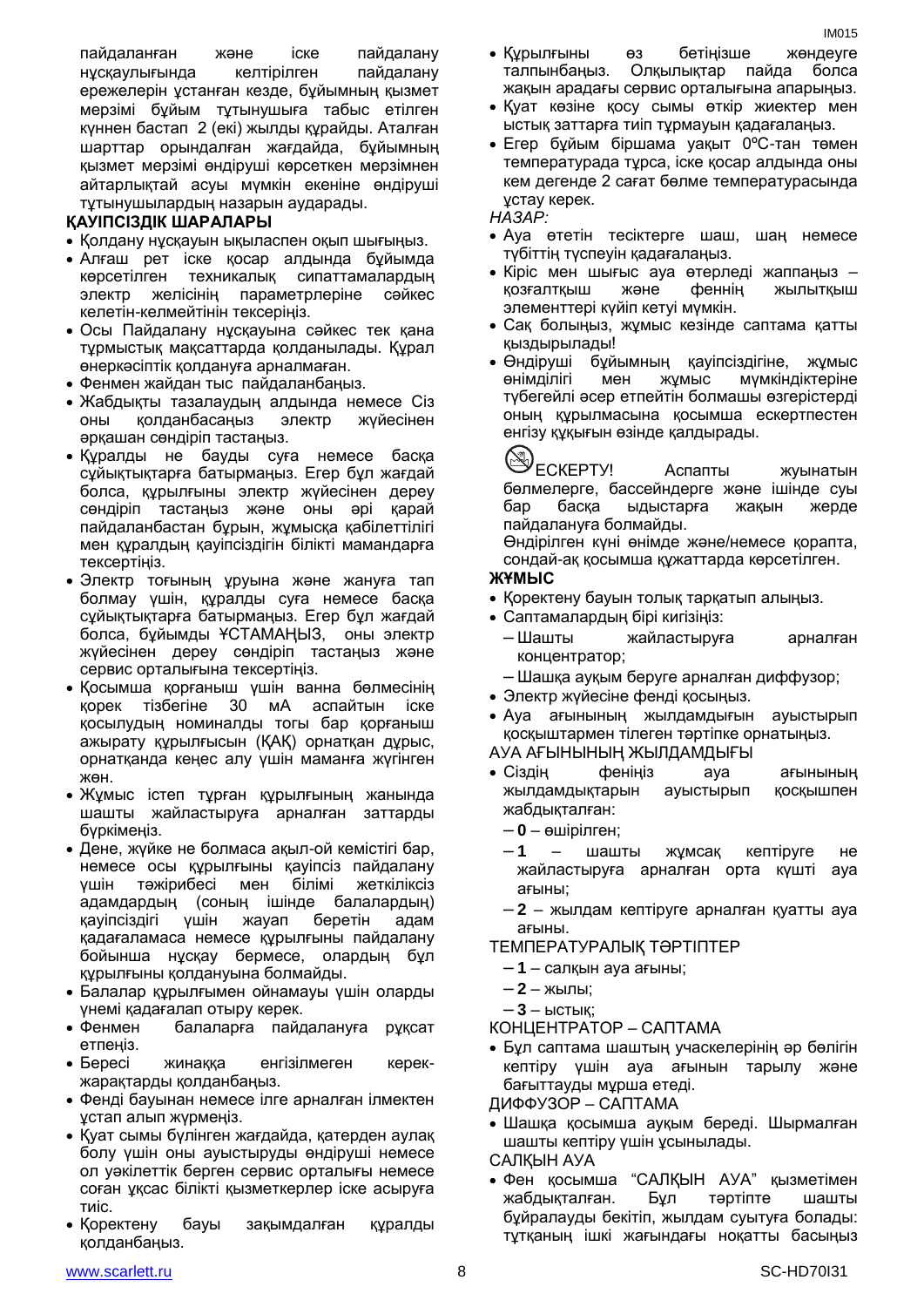пайдаланған және іске пайдалану нұсқаулығында келтірілген пайдалану ережелерін ұстанған кезде, бұйымның қызмет мерзімі бұйым тұтынушыға табыс етілген күннен бастап 2 (екі) жылды құрайды. Аталған шарттар орындалған жағдайда, бұйымның қызмет мерзімі өндіруші көрсеткен мерзімнен айтарлықтай асуы мүмкін екеніне өндіруші тұтынушылардың назарын аударады.

**ҚАУІПСІЗДІК ШАРАЛАРЫ**

- Қолдану нұсқауын ықыласпен оқып шығыңыз.
- Алғаш рет іске қосар алдында бұйымда көрсетілген техникалық сипаттамалардың электр желісінің параметрлеріне сәйкес келетін-келмейтінін тексеріңіз.
- Осы Пайдалану нұсқауына сәйкес тек қана тұрмыстық мақсаттарда қолданылады. Құрал өнеркәсіптік қолдануға арналмаған.
- Фенмен жайдан тыс пайдаланбаңыз.
- Жабдықты тазалаудың алдында немесе Сіз оны қолданбасаңыз электр жүйесінен әрқашан сөндіріп тастаңыз.
- Құралды не бауды суға немесе басқа сұйықтықтарға батырмаңыз. Егер бұл жағдай болса, құрылғыны электр жүйесінен дереу сөндіріп тастаңыз және оны әрі қарай пайдаланбастан бұрын, жұмысқа қабілеттілігі мен құралдың қауіпсіздігін білікті мамандарға тексертіңіз.
- Электр тоғының ұруына және жануға тап болмау үшін, құралды суға немесе басқа сұйықтықтарға батырмаңыз. Егер бұл жағдай болса, бұйымды ҰСТАМАҢЫЗ, оны электр жүйесінен дереу сөндіріп тастаңыз және сервис орталығына тексертіңіз.
- Қосымша қорғаныш үшін ванна бөлмесінің қорек тізбегіне 30 мА аспайтын іске қосылудың номиналды тогы бар қорғаныш ажырату құрылғысын (ҚАҚ) орнатқан дұрыс, орнатқанда кеңес алу үшін маманға жүгінген жөн.
- Жұмыс істеп тұрған құрылғының жанында шашты жайластыруға арналған заттарды бүркімеңіз.
- Дене, жүйке не болмаса ақыл-ой кемістігі бар, немесе осы құрылғыны қауіпсіз пайдалану үшін тәжірибесі мен білімі жеткіліксіз адамдардың (соның ішінде балалардың) қауіпсіздігі үшін жауап беретін адам қадағаламаса немесе құрылғыны пайдалану бойынша нұсқау бермесе, олардың бұл құрылғыны қолдануына болмайды.
- Балалар құрылғымен ойнамауы үшін оларды үнемі қадағалап отыру керек.
- Фенмен балаларға пайдалануға рұқсат етпеңіз.
- Бересі жинаққа енгізілмеген керек-жарақтарды қолданбаңыз.
- Фенді бауынан немесе ілге арналған ілмектен ұстап алып жүрмеңіз.
- Қуат сымы бүлінген жағдайда, қатерден аулақ болу үшін оны ауыстыруды өндіруші немесе ол уәкілеттік берген сервис орталығы немесе соған ұқсас білікті қызметкерлер іске асыруға тиіс.
- Қоректену бауы зақымдалған құралды қолданбаңыз.
- Құрылғыны өз бетіңізше жөндеуге талпынбаңыз. Олқылықтар пайда болса жақын арадағы сервис орталығына апарыңыз.
- Қуат көзіне қосу сымы өткір жиектер мен ыстық заттарға тиіп тұрмауын қадағалаңыз.
- Егер бұйым біршама уақыт 0ºC-тан төмен температурада тұрса, іске қосар алдында оны кем дегенде 2 сағат бөлме температурасында ұстау керек.

*НАЗАР:*

- Ауа өтетін тесіктерге шаш, шаң немесе түбіттің түспеуін қадағалаңыз.
- Кіріс мен шығыс ауа өтерледі жаппаңыз – қозғалтқыш және феннің жылытқыш элементтері күйіп кетуі мүмкін.
- Сақ болыңыз, жұмыс кезінде саптама қатты қыздырылады!
- Өндіруші бұйымның қауіпсіздігіне, жұмыс өнімділігі мен жұмыс мүмкіндіктеріне түбегейлі әсер етпейтін болмашы өзгерістерді оның құрылмасына қосымша ескертпестен енгізу құқығын өзінде қалдырады.

ЕСКЕРТУ! Аспапты жуынатын бөлмелерге, бассейндерге және ішінде суы бар басқа ыдыстарға жақын жерде пайдалануға болмайды.

Өндірілген күні өнімде және/немесе қорапта, сондай-ақ қосымша құжаттарда көрсетілген.

**ЖҰМЫС**

- Қоректену бауын толық тарқатып алыңыз.
- Саптамалардың бірі кигізіңіз:
  - Шашты жайластыруға арналған концентратор;
  - Шашқа ауқым беруге арналған диффузор;
- Электр жүйесіне фенді қосыңыз.
- Ауа ағынының жылдамдығын ауыстырып қосқыштармен тілеген тәртіпке орнатыңыз.

АУА АҒЫНЫНЫҢ ЖЫЛДАМДЫҒЫ

- Сіздің феніңіз ауа ағынының жылдамдықтарын ауыстырып қосқышпен жабдықталған:
  - **0** – өшірілген;
  - **1** – шашты жұмсақ кептіруге не жайластыруға арналған орта күшті ауа ағыны;
  - **2** – жылдам кептіруге арналған қуатты ауа ағыны.

ТЕМПЕРАТУРАЛЫҚ ТӘРТІПТЕР

- **1** – салқын ауа ағыны;
- **2** – жылы;
- **3** – ыстық;

КОНЦЕНТРАТОР – САПТАМА

- Бұл саптама шаштың учаскелерінің әр бөлігін кептіру үшін ауа ағынын тарылу және бағыттауды мұрша етеді.

ДИФФУЗОР – САПТАМА

- Шашқа қосымша ауқым береді. Шырмалған шашты кептіру үшін ұсынылады.

САЛҚЫН АУА

- Фен қосымша "САЛҚЫН АУА" қызметімен жабдықталған. Бұл тәртіпте шашты бұйралауды бекітіп, жылдам суытуға болады: тұтқаның ішкі жағындағы ноқатты басыңыз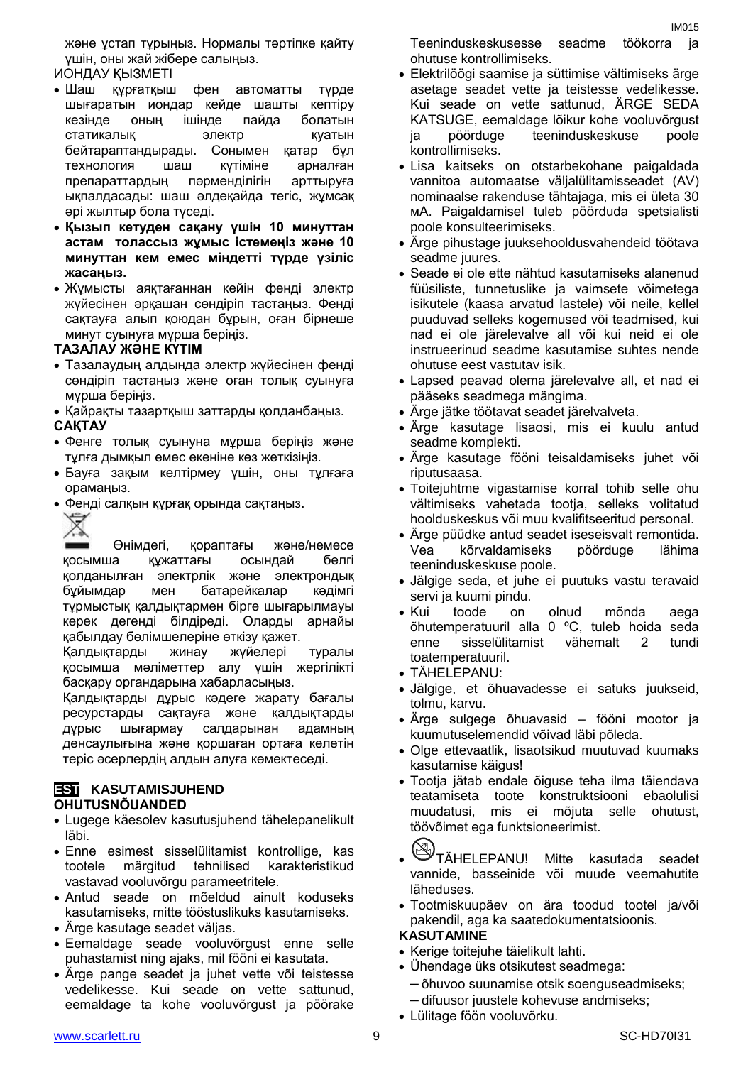және ұстап тұрыңыз. Нормалы тәртіпке қайту үшін, оны жай жібере салыңыз.

ИОНДАУ ҚЫЗМЕТІ

- Шаш құрғатқыш фен автоматты түрде шығаратын иондар кейде шашты кептіру кезінде оның ішінде пайда болатын статикалық электр қуатын бейтараптандырады. Сонымен қатар бұл технология шаш күтіміне арналған препараттардың пәрменділігін арттыруға ықпалдасады: шаш әлдеқайда тегіс, жұмсақ әрі жылтыр бола түседі.
- **Қызып кетуден сақану үшін 10 минуттан астам толассыз жұмыс істемеңіз және 10 минуттан кем емес міндетті түрде үзіліс жасаңыз.**
- Жұмысты аяқтағаннан кейін фенді электр жүйесінен әрқашан сөндіріп тастаңыз. Фенді сақтауға алып қоюдан бұрын, оған бірнеше минут суынуға мұрша беріңіз.

ТАЗАЛАУ ЖӘНЕ КҮТІМ

- Тазалаудың алдында электр жүйесінен фенді сөндіріп тастаңыз және оған толық суынуға мұрша беріңіз.
- Қайрақты тазартқыш заттарды қолданбаңыз.

САҚТАУ

- Фенге толық суынуна мұрша беріңіз және тұлға дымқыл емес екеніне көз жеткізіңіз.
- Бауға зақым келтірмеу үшін, оны тұлғаға орамаңыз.
- Фенді салқын құрғақ орында сақтаңыз.

Өнімдегі, қораптағы және/немесе қосымша құжаттағы осындай белгі қолданылған электрлік және электрондық бұйымдар мен батарейкалар кәдімгі тұрмыстық қалдықтармен бірге шығарылмауы керек дегенді білдіреді. Оларды арнайы қабылдау бөлімшелеріне өткізу қажет.

Қалдықтарды жинау жүйелері туралы қосымша мәліметтер алу үшін жергілікті басқару органдарына хабарласыңыз.

Қалдықтарды дұрыс кәдеге жарату бағалы ресурстарды сақтауға және қалдықтарды дұрыс шығармау салдарынан адамның денсаулығына және қоршаған ортаға келетін теріс әсерлердің алдын алуға көмектеседі.

## EST KASUTAMISJUHEND

OHUTUSNÕUANDED

- Lugege käesolev kasutusjuhend tähelepanelikult läbi.
- Enne esimest sisselülitamist kontrollige, kas tootele märgitud tehnilised karakteristikud vastavad vooluvõrgu parameetritele.
- Antud seade on mõeldud ainult koduseks kasutamiseks, mitte tööstuslikuks kasutamiseks.
- Ärge kasutage seadet väljas.
- Eemaldage seade vooluvõrgust enne selle puhastamist ning ajaks, mil fööni ei kasuta.
- Ärge pange seadet ja juhet vette või teistesse vedelikesse. Kui seade on vette sattunud, eemaldage ta kohe vooluvõrgust ja pöörake Teeninduskeskusesse seadme töökorra ja ohutuse kontrollimiseks.
- Elektrilöögi saamise ja süttimise vältimiseks ärge asetage seadet vette ja teistesse vedelikesse. Kui seade on vette sattunud, ÄRGE SEDA KATSUGE, eemaldage lõikur kohe vooluvõrgust ja pöörduge teeninduskeskuse poole kontrollimiseks.
- Lisa kaitseks on otstarbekohane paigaldada vannitoa automaatse väljalülitamisseadet (AV) nominaalse rakenduse tähtajaga, mis ei ületa 30 мA. Paigaldamisel tuleb pöörduda spetsialisti poole konsulteerimiseks.
- Ärge pihustage juksehooldusvahendeid töötava seadme juures.
- Seade ei ole ette nähtud kasutamiseks alanenud füüsiliste, tunnetuslike ja vaimsete võimetega isikutele (kaasa arvatud lastele) või neile, kellel puuduvad selleks kogemused või teadmised, kui nad ei ole järelevalve all või kui neid ei ole instrueerinud seadme kasutamise suhtes nende ohutuse eest vastutav isik.
- Lapsed peavad olema järelevalve all, et nad ei pääseks seadmega mängima.
- Ärge jätke töötavat seadet järelvalveta.
- Ärge kasutage lisaosi, mis ei kuulu antud seadme komplekti.
- Ärge kasutage fööni teisaldamiseks juhet või riputusaasa.
- Toitejuhtme vigastamise korral tohib selle ohu vältimiseks vahetada tootja, selleks volitatud hoolduskeskus või muu kvalifitseeritud personal.
- Ärge püüdke antud seadet iseseisvalt remontida. Vea kõrvaldamiseks pöörduge lähima teeninduskeskuse poole.
- Jälgige seda, et juhe ei puutuks vastu teravaid servi ja kuumi pindu.
- Kui toode on olnud mõnda aega õhutemperatuuril alla 0 ºC, tuleb hoida seda enne sisselülitamist vähemalt 2 tundi toatemperatuuril.
- TÄHELEPANU:
- Jälgige, et õhuavadesse ei satuks juukseid, tolmu, karvu.
- Ärge sulgege õhuavasid – fööni mootor ja kuumutuselemendid võivad läbi põleda.
- Olge ettevaatlik, lisaotsikud muutuvad kuumaks kasutamise käigus!
- Tootja jätab endale õiguse teha ilma täiendava teatamiseta toote konstruktsiooni ebaolulisi muudatusi, mis ei mõjuta selle ohutust, töövõimet ega funktsioneerimist.
- TÄHELEPANU! Mitte kasutada seadet vannide, basseinide või muude veemahutite läheduses.
- Tootmiskuupäev on ära toodud tootel ja/või pakendil, aga ka saatedokumentatsioonis.

KASUTAMINE

- Kerige toitejuhe täielikult lahti.
- Ühendage üks otsikutest seadmega:
  - õhuvoo suunamise otsik soenguseadmiseks;
  - difuusor juustele kohevuse andmiseks;
- Lülitage föön vooluvõrku.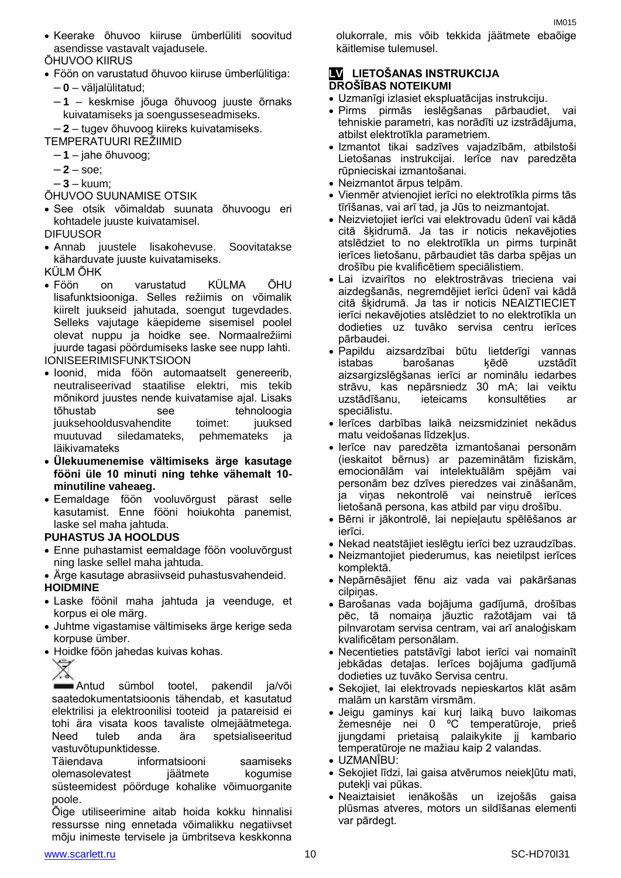- Keerake õhuvoo kiiruse ümberlüliti soovitud asendisse vastavalt vajadusele.

ÕHUVOO KIIRUS

- Föön on varustatud õhuvoo kiiruse ümberlülitiga:
  - **0** – väljalülitatud;
  - **1** – keskmise jõuga õhuvoog juuste õrnaks kuivatamiseks ja soengusseseadmiseks.
  - **2** – tugev õhuvoog kiireks kuivatamiseks.

TEMPERATUURI REŽIIMID

- **1** – jahe õhuvoog;
- **2** – soe;
- **3** – kuum;

ÕHUVOO SUUNAMISE OTSIK

- See otsik võimaldab suunata õhuvoogu eri kohtadele juuste kuivatamisel.

DIFUUSOR

- Annab juustele lisakohevuse. Soovitatakse käharduvate juuste kuivatamiseks.

KÜLM ÕHK

- Föön on varustatud KÜLMA ÕHU lisafunktsiooniga. Selles režiimis on võimalik kiirelt juukseid jahutada, soengut tugevdades. Selleks vajutage käepideme sisemisel poolel olevat nuppu ja hoidke see. Normaalrežiimi juurde tagasi pöördumiseks laske see nupp lahti.

IONISEERIMISFUNKTSIOON

- Ioonid, mida föön automaatselt genereerib, neutraliseerivad staatilise elektri, mis tekib mõnikord juustes nende kuivatamise ajal. Lisaks tõhustab see tehnoloogia juuksehooldusvahendite toimet: juuksed muutuvad siledamateks, pehmemateks ja läikivamateks
- **Ülekuumenemise vältimiseks ärge kasutage fööni üle 10 minuti ning tehke vähemalt 10-minutiline vaheaeg.**
- Eemaldage föön vooluvõrgust pärast selle kasutamist. Enne fööni hoiukohta panemist, laske sel maha jahtuda.

**PUHASTUS JA HOOLDUS**

- Enne puhastamist eemaldage föön vooluvõrgust ning laske sellel maha jahtuda.
- Ärge kasutage abrasiivseid puhastusvahendeid.

**HOIDMINE**

- Laske föönil maha jahtuda ja veenduge, et korpus ei ole märg.
- Juhtme vigastamise vältimiseks ärge kerige seda korpuse ümber.
- Hoidke föön jahedas kuivas kohas.

Antud sümbol tootel, pakendil ja/või saatedokumentatsioonis tähendab, et kasutatud elektrilisi ja elektroonilisi tooteid ja patareisid ei tohi ära visata koos tavaliste olmejäätmetega. Need tuleb anda ära spetsialiseeritud vastuvõtupunktidesse.

Täiendava informatsiooni saamiseks olemasolevatest jäätmete kogumise süsteemidest pöörduge kohalike võimuorganite poole.

Õige utiliseerimine aitab hoida kokku hinnalisi ressursse ning ennetada võimalikku negatiivset mõju inimeste tervisele ja ümbritseva keskkonna olukorrale, mis võib tekkida jäätmete ebaõige käitlemise tulemusel.

## LV LIETOŠANAS INSTRUKCIJA

**DROŠĪBAS NOTEIKUMI**

- Uzmanīgi izlasiet ekspluatācijas instrukciju.
- Pirms pirmās ieslēgšanas pārbaudiet, vai tehniskie parametri, kas norādīti uz izstrādājuma, atbilst elektrotīkla parametriem.
- Izmantot tikai sadzīves vajadzībām, atbilstoši Lietošanas instrukcijai. Ierīce nav paredzēta rūpnieciskai izmantošanai.
- Neizmantot ārpus telpām.
- Vienmēr atvienojiet ierīci no elektrotīkla pirms tās tīrīšanas, vai arī tad, ja Jūs to neizmantojat.
- Neizvietojiet ierīci vai elektrovadu ūdenī vai kādā citā šķidrumā. Ja tas ir noticis nekavējoties atslēdziet to no elektrotīkla un pirms turpināt ierīces lietošanu, pārbaudiet tās darba spējas un drošību pie kvalificētiem speciālistiem.
- Lai izvairītos no elektrostrāvas trieciena vai aizdegšanās, negremdējiet ierīci ūdenī vai kādā citā šķidrumā. Ja tas ir noticis NEAIZTIECIET ierīci nekavējoties atslēdziet to no elektrotīkla un dodieties uz tuvāko servisa centru ierīces pārbaudei.
- Papildu aizsardzībai būtu lietderīgi vannas istabas barošanas ķēdē uzstādīt aizsargizslēgšanas ierīci ar nominālu iedarbes strāvu, kas nepārsniedz 30 mA; lai veiktu uzstādīšanu, ieteicams konsultēties ar speciālistu.
- Ierīces darbības laikā neizsmidziniet nekādus matu veidošanas līdzekļus.
- Ierīce nav paredzēta izmantošanai personām (ieskaitot bērnus) ar pazeminātām fiziskām, emocionālām vai intelektuālām spējām vai personām bez dzīves pieredzes vai zināšanām, ja viņas nekontrolē vai neinstruē ierīces lietošanā persona, kas atbild par viņu drošību.
- Bērni ir jākontrolē, lai nepieļautu spēlēšanos ar ierīci.
- Nekad neatstājiet ieslēgtu ierīci bez uzraudzības.
- Neizmantojiet piederumus, kas neietilpst ierīces komplektā.
- Nepārnēsājiet fēnu aiz vada vai pakāršanas cilpiņas.
- Barošanas vada bojājuma gadījumā, drošības pēc, tā nomaiņa jāuztic ražotājam vai tā pilnvarotam servisa centram, vai arī analoģiskam kvalificētam personālam.
- Necentieties patstāvīgi labot ierīci vai nomainīt jebkādas detaļas. Ierīces bojājuma gadījumā dodieties uz tuvāko Servisa centru.
- Sekojiet, lai elektrovads nepieskartos klāt asām malām un karstām virsmām.
- Jeigu gaminys kai kurį laiką buvo laikomas žemesnėje nei 0 ºC temperatūroje, prieš įjungdami prietaisą palaikykite jį kambario temperatūroje ne mažiau kaip 2 valandas.
- UZMANĪBU:
- Sekojiet līdzi, lai gaisa atvērumos neiekļūtu mati, putekļi vai pūkas.
- Neaiztaisiet ienākošās un izejošās gaisa plūsmas atveres, motors un sildīšanas elementi var pārdegt.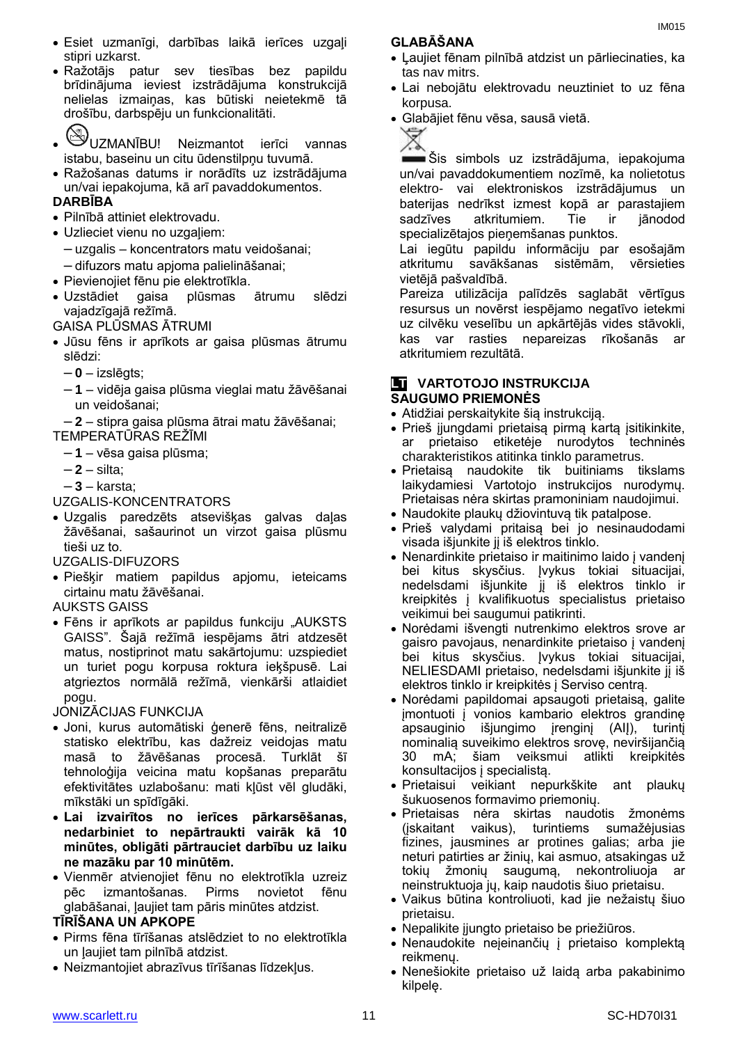- Esiet uzmanīgi, darbības laikā ierīces uzgaļi stipri uzkarst.
- Ražotājs patur sev tiesības bez papildu brīdinājuma ieviest izstrādājuma konstrukcijā nelielas izmaiņas, kas būtiski neietekmē tā drošību, darbspēju un funkcionalitāti.
- UZMANĪBU! Neizmantot ierīci vannas istabu, baseinu un citu ūdenstilpņu tuvumā.
- Ražošanas datums ir norādīts uz izstrādājuma un/vai iepakojuma, kā arī pavaddokumentos.

**DARBĪBA**

- Pilnībā attiniet elektrovadu.
- Uzlieciet vienu no uzgaļiem:
  – uzgalis – koncentrators matu veidošanai;
  – difuzors matu apjoma palielināšanai;
- Pievienojiet fēnu pie elektrotīkla.
- Uzstādiet gaisa plūsmas ātrumu slēdzi vajadzīgajā režīmā.

GAISA PLŪSMAS ĀTRUMI

- Jūsu fēns ir aprīkots ar gaisa plūsmas ātrumu slēdzi:
  – **0** – izslēgts;
  – **1** – vidēja gaisa plūsma vieglai matu žāvēšanai un veidošanai;
  – **2** – stipra gaisa plūsma ātrai matu žāvēšanai;

TEMPERATŪRAS REŽĪMI

– **1** – vēsa gaisa plūsma;
– **2** – silta;
– **3** – karsta;

UZGALIS-KONCENTRATORS

- Uzgalis paredzēts atsevišķas galvas daļas žāvēšanai, sašaurinot un virzot gaisa plūsmu tieši uz to.

UZGALIS-DIFUZORS

- Piešķir matiem papildus apjomu, ieteicams cirtainu matu žāvēšanai.

AUKSTS GAISS

- Fēns ir aprīkots ar papildus funkciju „AUKSTS GAISS". Šajā režīmā iespējams ātri atdzesēt matus, nostiprinot matu sakārtojumu: uzspiediet un turiet pogu korpusa roktura iekšpusē. Lai atgrieztos normālā režīmā, vienkārši atlaidiet pogu.

JONIZĀCIJAS FUNKCIJA

- Joni, kurus automātiski ģenerē fēns, neitralizē statisko elektrību, kas dažreiz veidojas matu masā to žāvēšanas procesā. Turklāt šī tehnoloģija veicina matu kopšanas preparātu efektivitātes uzlabošanu: mati kļūst vēl gludāki, mīkstāki un spīdīgāki.
- **Lai izvairītos no ierīces pārkarsēšanas, nedarbiniet to nepārtraukti vairāk kā 10 minūtes, obligāti pārtrauciet darbību uz laiku ne mazāku par 10 minūtēm.**
- Vienmēr atvienojiet fēnu no elektrotīkla uzreiz pēc izmantošanas. Pirms novietot fēnu glabāšanai, ļaujiet tam pāris minūtes atdzist.

**TĪRĪŠANA UN APKOPE**

- Pirms fēna tīrīšanas atslēdziet to no elektrotīkla un ļaujiet tam pilnībā atdzist.
- Neizmantojiet abrazīvus tīrīšanas līdzekļus.

**GLABĀŠANA**

- Ļaujiet fēnam pilnībā atdzist un pārliecinaties, ka tas nav mitrs.
- Lai nebojātu elektrovadu neuztiniet to uz fēna korpusa.
- Glabājiet fēnu vēsa, sausā vietā.

Šis simbols uz izstrādājuma, iepakojuma un/vai pavaddokumentiem nozīmē, ka nolietotus elektro- vai elektroniskos izstrādājumus un baterijas nedrīkst izmest kopā ar parastajiem sadzīves atkritumiem. Tie ir jānodod specializētajos pieņemšanas punktos.

Lai iegūtu papildu informāciju par esošajām atkritumu savākšanas sistēmām, vērsieties vietējā pašvaldībā.

Pareiza utilizācija palīdzēs saglabāt vērtīgus resursus un novērst iespējamo negatīvo ietekmi uz cilvēku veselību un apkārtējās vides stāvokli, kas var rasties nepareizas rīkošanās ar atkritumiem rezultātā.

## LT VARTOTOJO INSTRUKCIJA

**SAUGUMO PRIEMONĖS**

- Atidžiai perskaitykite šią instrukciją.
- Prieš įjungdami prietaisą pirmą kartą įsitikinkite, ar prietaiso etiketėje nurodytos techninės charakteristikos atitinka tinklo parametrus.
- Prietaisą naudokite tik buitiniams tikslams laikydamiesi Vartotojo instrukcijos nurodymų. Prietaisas nėra skirtas pramoniniam naudojimui.
- Naudokite plaukų džiovintuvą tik patalpose.
- Prieš valydami pritaisą bei jo nesinaudodami visada išjunkite jį iš elektros tinklo.
- Nenardinkite prietaiso ir maitinimo laido į vandenį bei kitus skysčius. Įvykus tokiai situacijai, nedelsdami išjunkite jį iš elektros tinklo ir kreipkitės į kvalifikuotus specialistus prietaiso veikimui bei saugumui patikrinti.
- Norėdami išvengti nutrenkimo elektros srove ar gaisro pavojaus, nenardinkite prietaiso į vandenį bei kitus skysčius. Įvykus tokiai situacijai, NELIESDAMI prietaiso, nedelsdami išjunkite jį iš elektros tinklo ir kreipkitės į Serviso centrą.
- Norėdami papildomai apsaugoti prietaisą, galite įmontuoti į vonios kambario elektros grandinę apsauginio išjungimo įrenginį (AIĮ), turintį nominalią suveikimo elektros srovę, neviršijančią 30 mA; šiam veiksmui atlikti kreipkitės konsultacijos į specialistą.
- Prietaisui veikiant nepurkškite ant plaukų šukuosenos formavimo priemonių.
- Prietaisas nėra skirtas naudotis žmonėms (įskaitant vaikus), turintiems sumažėjusias fizines, jausmines ar protines galias; arba jie neturi patirties ar žinių, kai asmuo, atsakingas už tokių žmonių saugumą, nekontroliuoja ar neinstruktuoja jų, kaip naudotis šiuo prietaisu.
- Vaikus būtina kontroliuoti, kad jie nežaistų šiuo prietaisu.
- Nepalikite įjungto prietaiso be priežiūros.
- Nenaudokite neįeinančių į prietaiso komplektą reikmenų.
- Nenešiokite prietaiso už laidą arba pakabinimo kilpelę.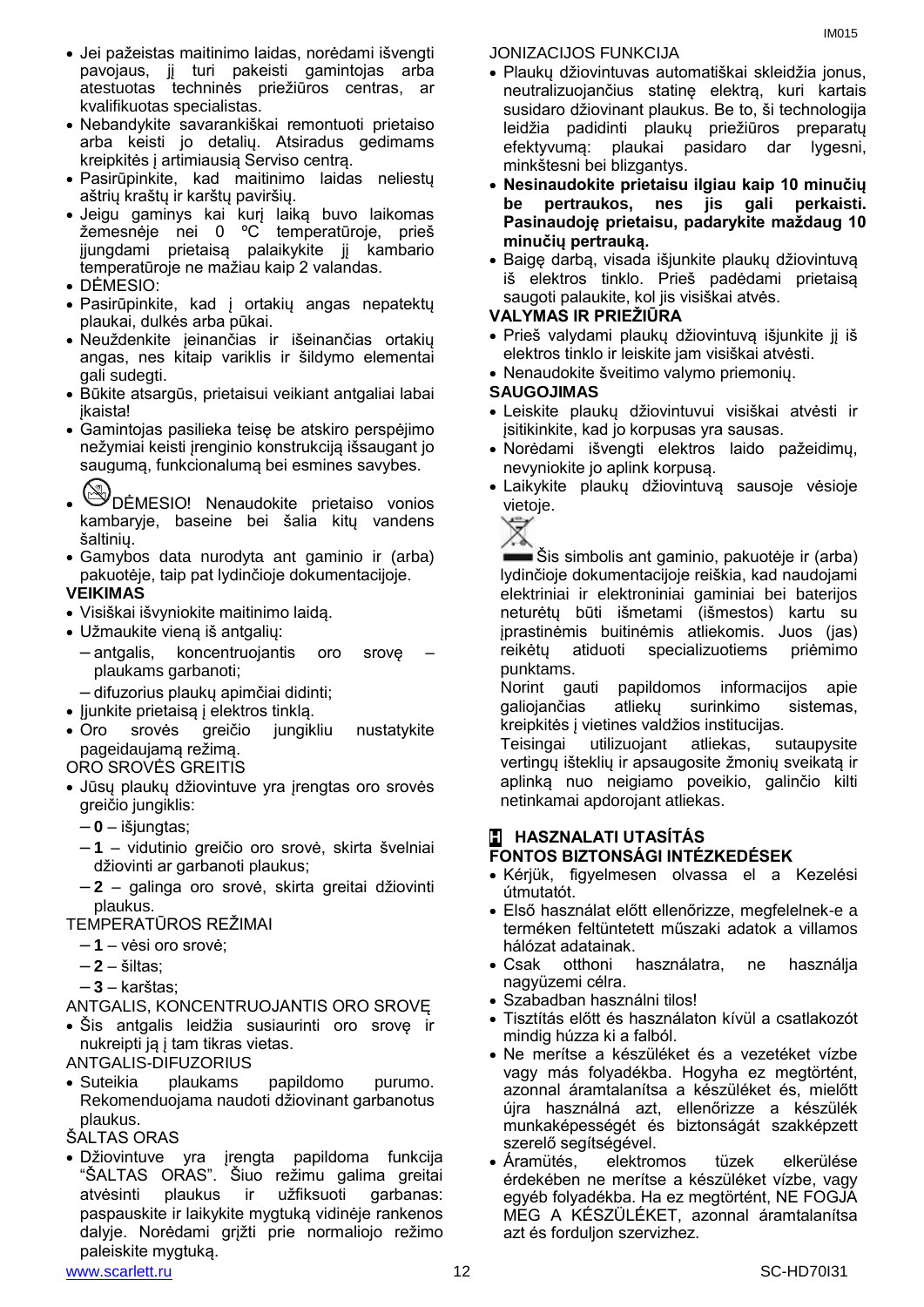- Jei pažeistas maitinimo laidas, norėdami išvengti pavojaus, jį turi pakeisti gamintojas arba atestuotas techninės priežiūros centras, ar kvalifikuotas specialistas.
- Nebandykite savarankiškai remontuoti prietaiso arba keisti jo detalių. Atsiradus gedimams kreipkitės į artimiausią Serviso centrą.
- Pasirūpinkite, kad maitinimo laidas neliestų aštrių kraštų ir karštų paviršių.
- Jeigu gaminys kai kurį laiką buvo laikomas žemesnėje nei 0 ºC temperatūroje, prieš įjungdami prietaisą palaikykite jį kambario temperatūroje ne mažiau kaip 2 valandas.
- DĖMESIO:
- Pasirūpinkite, kad į ortakių angas nepatektų plaukai, dulkės arba pūkai.
- Neuždenkite įeinančias ir išeinančias ortakių angas, nes kitaip variklis ir šildymo elementai gali sudegti.
- Būkite atsargūs, prietaisui veikiant antgaliai labai įkaista!
- Gamintojas pasilieka teisę be atskiro perspėjimo nežymiai keisti įrenginio konstrukciją išsaugant jo saugumą, funkcionalumą bei esmines savybes.
- DĖMESIO! Nenaudokite prietaiso vonios kambaryje, baseine bei šalia kitų vandens šaltinių.
- Gamybos data nurodyta ant gaminio ir (arba) pakuotėje, taip pat lydinčioje dokumentacijoje.

**VEIKIMAS**

- Visiškai išvyniokite maitinimo laidą.
- Užmaukite vieną iš antgalių:
  - antgalis, koncentruojantis oro srovę – plaukams garbanoti;
  - difuzorius plaukų apimčiai didinti;
- Įjunkite prietaisą į elektros tinklą.
- Oro srovės greičio jungikliu nustatykite pageidaujamą režimą.

ORO SROVĖS GREITIS

- Jūsų plaukų džiovintuve yra įrengtas oro srovės greičio jungiklis:
  - **0** – išjungtas;
  - **1** – vidutinio greičio oro srovė, skirta švelniai džiovinti ar garbanoti plaukus;
  - **2** – galinga oro srovė, skirta greitai džiovinti plaukus.

TEMPERATŪROS REŽIMAI

- **1** – vėsi oro srovė;
- **2** – šiltas;
- **3** – karštas;

ANTGALIS, KONCENTRUOJANTIS ORO SROVĘ

- Šis antgalis leidžia susiaurinti oro srovę ir nukreipti ją į tam tikras vietas.

ANTGALIS-DIFUZORIUS

- Suteikia plaukams papildomo purumo. Rekomenduojama naudoti džiovinant garbanotus plaukus.

ŠALTAS ORAS

- Džiovintuve yra įrengta papildoma funkcija "ŠALTAS ORAS". Šiuo režimu galima greitai atvėsinti plaukus ir užfiksuoti garbanas: paspauskite ir laikykite mygtuką vidinėje rankenos dalyje. Norėdami grįžti prie normaliojo režimo paleiskite mygtuką.

JONIZACIJOS FUNKCIJA

- Plaukų džiovintuvas automatiškai skleidžia jonus, neutralizuojančius statinę elektrą, kuri kartais susidaro džiovinant plaukus. Be to, ši technologija leidžia padidinti plaukų priežiūros preparatų efektyvumą: plaukai pasidaro dar lygesni, minkštesni bei blizgantys.
- **Nesinaudokite prietaisu ilgiau kaip 10 minučių be pertraukos, nes jis gali perkaisti. Pasinaudoję prietaisu, padarykite maždaug 10 minučių pertrauką.**
- Baigę darbą, visada išjunkite plaukų džiovintuvą iš elektros tinklo. Prieš padėdami prietaisą saugoti palaukite, kol jis visiškai atvės.

**VALYMAS IR PRIEŽIŪRA**

- Prieš valydami plaukų džiovintuvą išjunkite jį iš elektros tinklo ir leiskite jam visiškai atvėsti.
- Nenaudokite šveitimo valymo priemonių.

**SAUGOJIMAS**

- Leiskite plaukų džiovintuvui visiškai atvėsti ir įsitikinkite, kad jo korpusas yra sausas.
- Norėdami išvengti elektros laido pažeidimų, nevyniokite jo aplink korpusą.
- Laikykite plaukų džiovintuvą sausoje vėsioje vietoje.

Šis simbolis ant gaminio, pakuotėje ir (arba) lydinčioje dokumentacijoje reiškia, kad naudojami elektriniai ir elektroniniai gaminiai bei baterijos neturėtų būti išmetami (išmestos) kartu su įprastinėmis buitinėmis atliekomis. Juos (jas) reikėtų atiduoti specializuotiems priėmimo punktams.

Norint gauti papildomos informacijos apie galiojančias atliekų surinkimo sistemas, kreipkitės į vietines valdžios institucijas.

Teisingai utilizuojant atliekas, sutaupysite vertingų išteklių ir apsaugosite žmonių sveikatą ir aplinką nuo neigiamo poveikio, galinčio kilti netinkamai apdorojant atliekas.

## H HASZNALATI UTASÍTÁS

**FONTOS BIZTONSÁGI INTÉZKEDÉSEK**

- Kérjük, figyelmesen olvassa el a Kezelési útmutatót.
- Első használat előtt ellenőrizze, megfelelnek-e a terméken feltüntetett műszaki adatok a villamos hálózat adatainak.
- Csak otthoni használatra, ne használja nagyüzemi célra.
- Szabadban használni tilos!
- Tisztítás előtt és használaton kívül a csatlakozót mindig húzza ki a falból.
- Ne merítse a készüléket és a vezetéket vízbe vagy más folyadékba. Hogyha ez megtörtént, azonnal áramtalanítsa a készüléket és, mielőtt újra használná azt, ellenőrizze a készülék munkaképességét és biztonságát szakképzett szerelő segítségével.
- Áramütés, elektromos tüzek elkerülése érdekében ne merítse a készüléket vízbe, vagy egyéb folyadékba. Ha ez megtörtént, NE FOGJA MEG A KÉSZÜLÉKET, azonnal áramtalanítsa azt és forduljon szervizhez.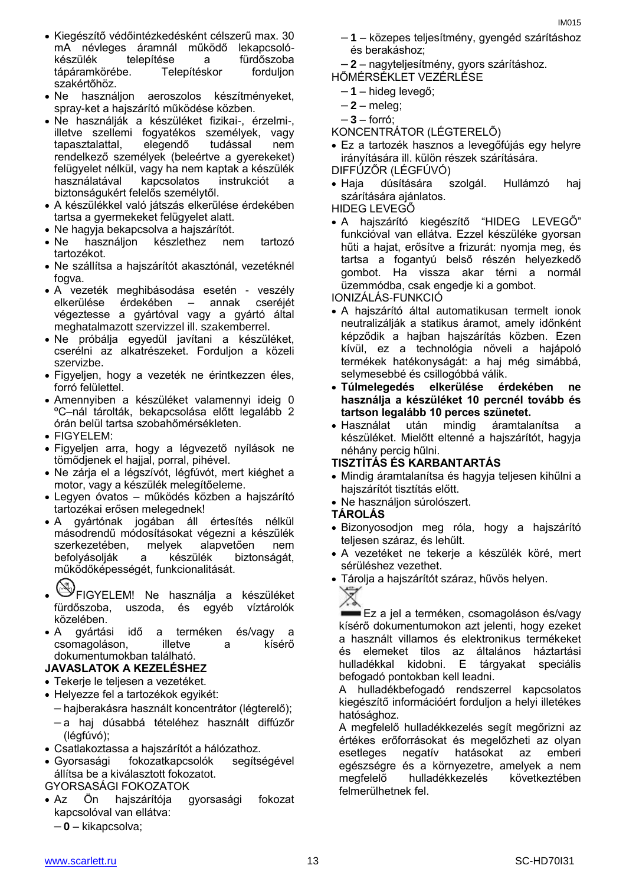- Kiegészítő védőintézkedésként célszerű max. 30 mA névleges áramnál működő lekapcsoló-készülék telepítése a fürdőszoba tápáramkörébe. Telepítéskor forduljon szakértőhöz.
- Ne használjon aeroszolos készítményeket, spray-ket a hajszárító működése közben.
- Ne használják a készüléket fizikai-, érzelmi-, illetve szellemi fogyatékos személyek, vagy tapasztalattal, elegendő tudással nem rendelkező személyek (beleértve a gyerekeket) felügyelet nélkül, vagy ha nem kaptak a készülék használatával kapcsolatos instrukciót a biztonságukért felelős személytől.
- A készülékkel való játszás elkerülése érdekében tartsa a gyermekeket felügyelet alatt.
- Ne hagyja bekapcsolva a hajszárítót.
- Ne használjon készlethez nem tartozó tartozékot.
- Ne szállítsa a hajszárítót akasztónál, vezetéknél fogva.
- A vezeték meghibásodása esetén - veszély elkerülése érdekében – annak cseréjét végeztesse a gyártóval vagy a gyártó által meghatalmazott szervizzel ill. szakemberrel.
- Ne próbálja egyedül javítani a készüléket, cserélni az alkatrészeket. Forduljon a közeli szervizbe.
- Figyeljen, hogy a vezeték ne érintkezzen éles, forró felülettel.
- Amennyiben a készüléket valamennyi ideig 0 ºC–nál tárolták, bekapcsolása előtt legalább 2 órán belül tartsa szobahőmérsékleten.
- FIGYELEM:
- Figyeljen arra, hogy a légvezető nyílások ne tömődjenek el hajjal, porral, pihével.
- Ne zárja el a légszívót, légfúvót, mert kiéghet a motor, vagy a készülék melegítőeleme.
- Legyen óvatos – működés közben a hajszárító tartozékai erősen melegednek!
- A gyártónak jogában áll értesítés nélkül másodrendű módosításokat végezni a készülék szerkezetében, melyek alapvetően nem befolyásolják a készülék biztonságát, működőképességét, funkcionalitását.
- FIGYELEM! Ne használja a készüléket fürdőszoba, uszoda, és egyéb víztárolók közelében.
- A gyártási idő a terméken és/vagy a csomagoláson, illetve a kísérő dokumentumokban található.

**JAVASLATOK A KEZELÉSHEZ**

- Tekerje le teljesen a vezetéket.
- Helyezze fel a tartozékok egyikét:
  - hajberakásra használt koncentrátor (légterelő);
  - a haj dúsabbá tételéhez használt diffúzőr (légfúvó);
- Csatlakoztassa a hajszárítót a hálózathoz.
- Gyorsasági fokozatkapcsolók segítségével állítsa be a kiválasztott fokozatot.

GYORSASÁGI FOKOZATOK

- Az Ön hajszárítója gyorsasági fokozat kapcsolóval van ellátva:
  - **0** – kikapcsolva;
  - **1** – közepes teljesítmény, gyengéd szárításhoz és berakáshoz;
  - **2** – nagyteljesítmény, gyors szárításhoz.

HŐMÉRSÉKLET VEZÉRLÉSE

- **1** – hideg levegő;
- **2** – meleg;
- **3** – forró;

KONCENTRÁTOR (LÉGTERELŐ)

- Ez a tartozék hasznos a levegőfújás egy helyre irányítására ill. külön részek szárítására.

DIFFÚZŐR (LÉGFÚVÓ)

- Haja dúsítására szolgál. Hullámzó haj szárítására ajánlatos.

HIDEG LEVEGŐ

- A hajszárító kiegészítő "HIDEG LEVEGŐ" funkcióval van ellátva. Ezzel készüléke gyorsan hűti a hajat, erősítve a frizurát: nyomja meg, és tartsa a fogantyú belső részén helyezkedő gombot. Ha vissza akar térni a normál üzemmódba, csak engedje ki a gombot.

IONIZÁLÁS-FUNKCIÓ

- A hajszárító által automatikusan termelt ionok neutralizálják a statikus áramot, amely időnként képződik a hajban hajszárítás közben. Ezen kívül, ez a technológia növeli a hajápoló termékek hatékonyságát: a haj még simábbá, selymesebbé és csillogóbbá válik.
- **Túlmelegedés elkerülése érdekében ne használja a készüléket 10 percnél tovább és tartson legalább 10 perces szünetet.**
- Használat után mindig áramtalanítsa a készüléket. Mielőtt eltenné a hajszárítót, hagyja néhány percig hűlni.

**TISZTÍTÁS ÉS KARBANTARTÁS**

- Mindig áramtalanítsa és hagyja teljesen kihűlni a hajszárítót tisztítás előtt.
- Ne használjon súrolószert.

**TÁROLÁS**

- Bizonyosodjon meg róla, hogy a hajszárító teljesen száraz, és lehűlt.
- A vezetéket ne tekerje a készülék köré, mert sérüléshez vezethet.
- Tárolja a hajszárítót száraz, hűvös helyen.

Ez a jel a terméken, csomagoláson és/vagy kísérő dokumentumokon azt jelenti, hogy ezeket a használt villamos és elektronikus termékeket és elemeket tilos az általános háztartási hulladékkal kidobni. E tárgyakat speciális befogadó pontokban kell leadni.

A hulladékbefogadó rendszerrel kapcsolatos kiegészítő információért forduljon a helyi illetékes hatósághoz.

A megfelelő hulladékkezelés segít megőrizni az értékes erőforrásokat és megelőzheti az olyan esetleges negatív hatásokat az emberi egészségre és a környezetre, amelyek a nem megfelelő hulladékkezelés következtében felmerülhetnek fel.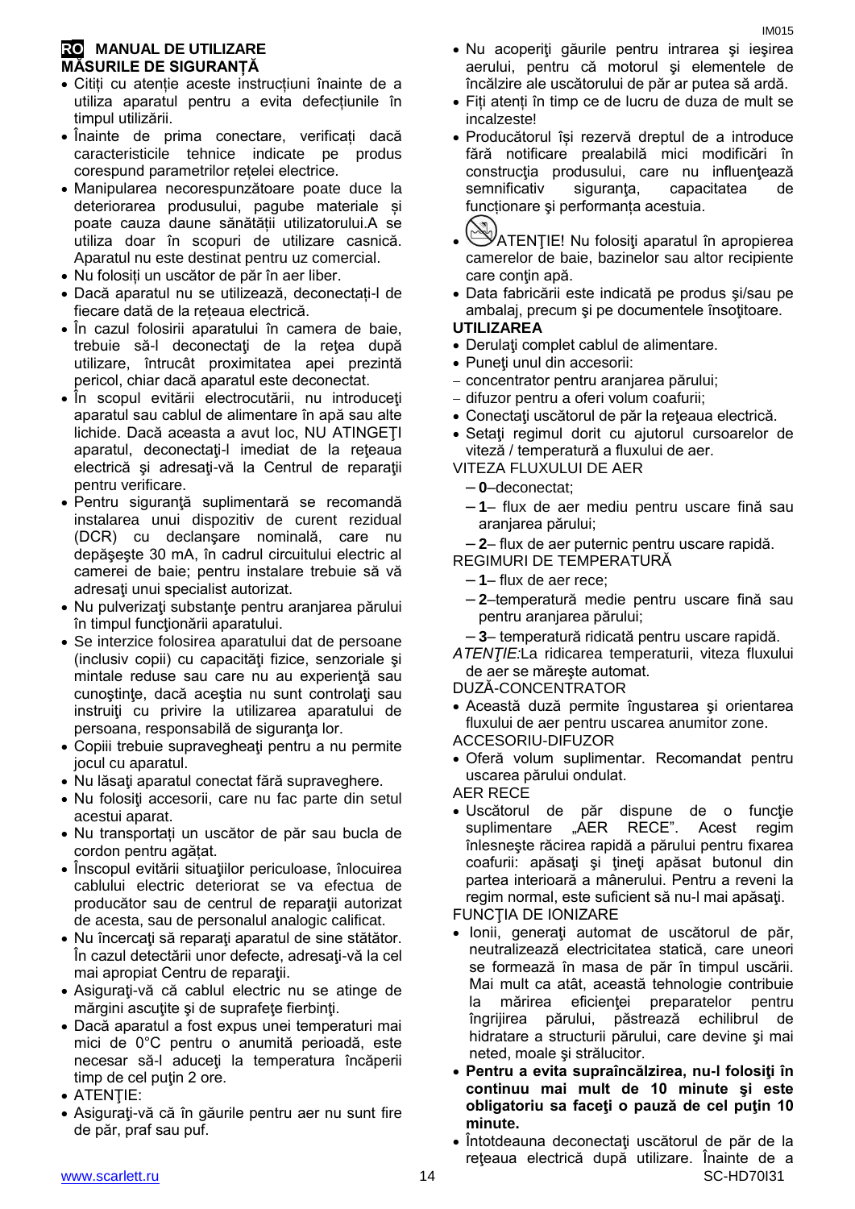## RO MANUAL DE UTILIZARE

### MĂSURILE DE SIGURANȚĂ

- Citiți cu atenție aceste instrucțiuni înainte de a utiliza aparatul pentru a evita defecțiunile în timpul utilizării.
- Înainte de prima conectare, verificați dacă caracteristicile tehnice indicate pe produs corespund parametrilor rețelei electrice.
- Manipularea necorespunzătoare poate duce la deteriorarea produsului, pagube materiale și poate cauza daune sănătății utilizatorului.A se utiliza doar în scopuri de utilizare casnică. Aparatul nu este destinat pentru uz comercial.
- Nu folosiți un uscător de păr în aer liber.
- Dacă aparatul nu se utilizează, deconectați-l de fiecare dată de la rețeaua electrică.
- În cazul folosirii aparatului în camera de baie, trebuie să-l deconectați de la rețea după utilizare, întrucât proximitatea apei prezintă pericol, chiar dacă aparatul este deconectat.
- În scopul evitării electrocutării, nu introduceţi aparatul sau cablul de alimentare în apă sau alte lichide. Dacă aceasta a avut loc, NU ATINGEŢI aparatul, deconectaţi-l imediat de la reţeaua electrică şi adresaţi-vă la Centrul de reparaţii pentru verificare.
- Pentru siguranţă suplimentară se recomandă instalarea unui dispozitiv de curent rezidual (DCR) cu declanşare nominală, care nu depăşeşte 30 mA, în cadrul circuitului electric al camerei de baie; pentru instalare trebuie să vă adresaţi unui specialist autorizat.
- Nu pulverizaţi substanţe pentru aranjarea părului în timpul funcţionării aparatului.
- Se interzice folosirea aparatului dat de persoane (inclusiv copii) cu capacităţi fizice, senzoriale şi mintale reduse sau care nu au experienţă sau cunoştinţe, dacă aceştia nu sunt controlaţi sau instruiţi cu privire la utilizarea aparatului de persoana, responsabilă de siguranța lor.
- Copiii trebuie supravegheaţi pentru a nu permite jocul cu aparatul.
- Nu lăsaţi aparatul conectat fără supraveghere.
- Nu folosiţi accesorii, care nu fac parte din setul acestui aparat.
- Nu transportați un uscător de păr sau bucla de cordon pentru agățat.
- Înscopul evitării situaţiilor periculoase, înlocuirea cablului electric deteriorat se va efectua de producător sau de centrul de reparaţii autorizat de acesta, sau de personalul analogic calificat.
- Nu încercaţi să reparaţi aparatul de sine stătător. În cazul detectării unor defecte, adresaţi-vă la cel mai apropiat Centru de reparaţii.
- Asiguraţi-vă că cablul electric nu se atinge de mărgini ascuţite şi de suprafeţe fierbinţi.
- Dacă aparatul a fost expus unei temperaturi mai mici de 0°C pentru o anumită perioadă, este necesar să-l aduceţi la temperatura încăperii timp de cel puţin 2 ore.
- ATENŢIE:
- Asiguraţi-vă că în găurile pentru aer nu sunt fire de păr, praf sau puf.
- Nu acoperiţi găurile pentru intrarea şi ieşirea aerului, pentru că motorul şi elementele de încălzire ale uscătorului de păr ar putea să ardă.
- Fiți atenți în timp ce de lucru de duza de mult se incalzeste!
- Producătorul îşi rezervă dreptul de a introduce fără notificare prealabilă mici modificări în construcţia produsului, care nu influenţează semnificativ siguranţa, capacitatea de funcţionare şi performanţa acestuia.
- ATENŢIE! Nu folosiţi aparatul în apropierea camerelor de baie, bazinelor sau altor recipiente care conţin apă.
- Data fabricării este indicată pe produs şi/sau pe ambalaj, precum şi pe documentele însoţitoare.

### UTILIZAREA

- Derulaţi complet cablul de alimentare.
- Puneţi unul din accesorii:
  - concentrator pentru aranjarea părului;
  - difuzor pentru a oferi volum coafurii;
- Conectaţi uscătorul de păr la reţeaua electrică.
- Setaţi regimul dorit cu ajutorul cursoarelor de viteză / temperatură a fluxului de aer.

VITEZA FLUXULUI DE AER

- **0**–deconectat;
- **1**– flux de aer mediu pentru uscare fină sau aranjarea părului;
- **2**– flux de aer puternic pentru uscare rapidă.

REGIMURI DE TEMPERATURĂ

- **1**– flux de aer rece;
- **2**–temperatură medie pentru uscare fină sau pentru aranjarea părului;
- **3**– temperatură ridicată pentru uscare rapidă.

*ATENŢIE:*La ridicarea temperaturii, viteza fluxului de aer se măreşte automat.

DUZĂ-CONCENTRATOR

- Această duză permite îngustarea şi orientarea fluxului de aer pentru uscarea anumitor zone.

ACCESORIU-DIFUZOR

- Oferă volum suplimentar. Recomandat pentru uscarea părului ondulat.

AER RECE

- Uscătorul de păr dispune de o funcţie suplimentare „AER RECE". Acest regim înlesneşte răcirea rapidă a părului pentru fixarea coafurii: apăsaţi şi ţineţi apăsat butonul din partea interioară a mânerului. Pentru a reveni la regim normal, este suficient să nu-l mai apăsaţi.

FUNCŢIA DE IONIZARE

- Ionii, generaţi automat de uscătorul de păr, neutralizează electricitatea statică, care uneori se formează în masa de păr în timpul uscării. Mai mult ca atât, această tehnologie contribuie la mărirea eficienţei preparatelor pentru îngrijirea părului, păstrează echilibrul de hidratare a structurii părului, care devine şi mai neted, moale şi strălucitor.
- **Pentru a evita supraîncălzirea, nu-l folosiţi în continuu mai mult de 10 minute şi este obligatoriu sa faceţi o pauză de cel puţin 10 minute.**
- Întotdeauna deconectaţi uscătorul de păr de la reţeaua electrică după utilizare. Înainte de a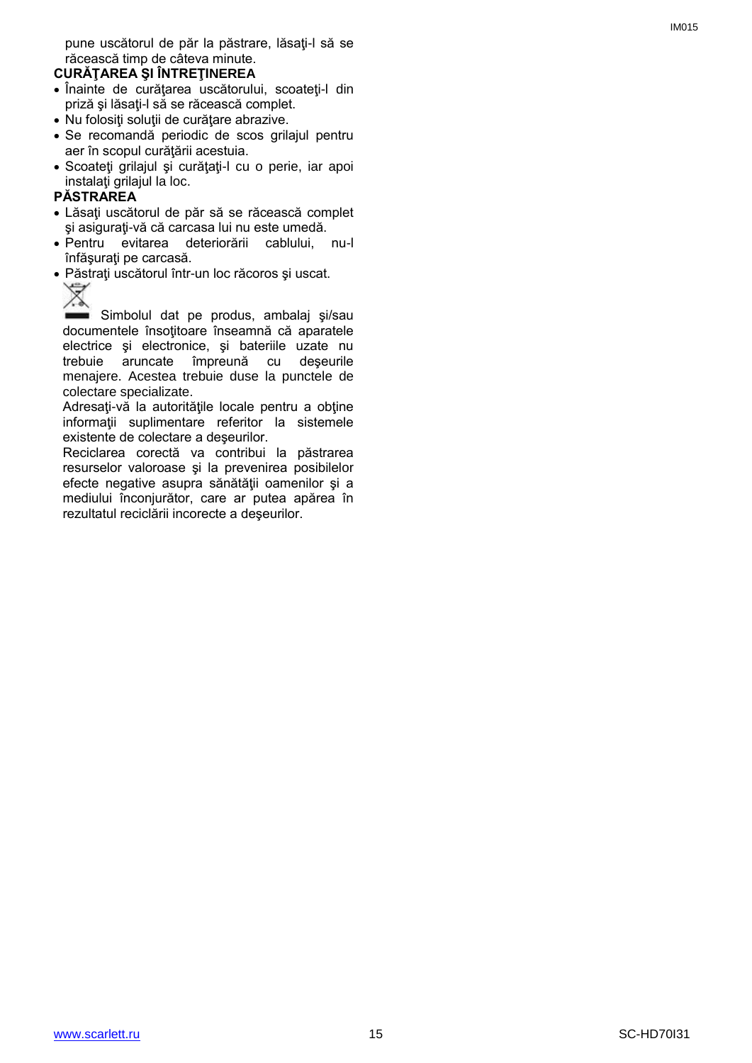pune uscătorul de păr la păstrare, lăsaţi-l să se răcească timp de câteva minute.

**CURĂŢAREA ŞI ÎNTREŢINEREA**

- Înainte de curăţarea uscătorului, scoateţi-l din priză şi lăsaţi-l să se răcească complet.
- Nu folosiţi soluţii de curăţare abrazive.
- Se recomandă periodic de scos grilajul pentru aer în scopul curăţării acestuia.
- Scoateţi grilajul şi curăţaţi-l cu o perie, iar apoi instalaţi grilajul la loc.

**PĂSTRAREA**

- Lăsaţi uscătorul de păr să se răcească complet şi asiguraţi-vă că carcasa lui nu este umedă.
- Pentru evitarea deteriorării cablului, nu-l înfăşuraţi pe carcasă.
- Păstraţi uscătorul într-un loc răcoros şi uscat.

Simbolul dat pe produs, ambalaj şi/sau documentele însoţitoare înseamnă că aparatele electrice şi electronice, şi bateriile uzate nu trebuie aruncate împreună cu deşeurile menajere. Acestea trebuie duse la punctele de colectare specializate.

Adresaţi-vă la autorităţile locale pentru a obţine informaţii suplimentare referitor la sistemele existente de colectare a deşeurilor.

Reciclarea corectă va contribui la păstrarea resurselor valoroase şi la prevenirea posibilelor efecte negative asupra sănătăţii oamenilor şi a mediului înconjurător, care ar putea apărea în rezultatul reciclării incorecte a deşeurilor.